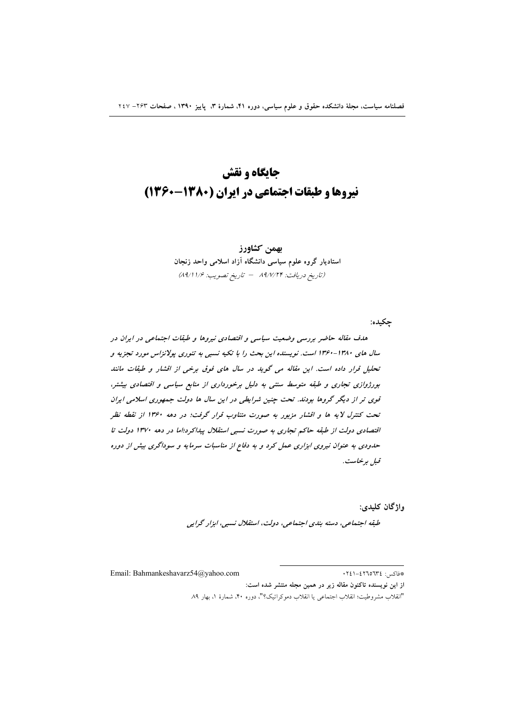# جایگاه و نقش
# نیروها و طبقات اجتماعی در ایران (۱۳۸۰-۱۳۶۰)

**بهمن کشاورز**

**استادیار گروه علوم سیاسی دانشگاه آزاد اسلامی واحد زنجان**

*(تاریخ دریافت: ۸۹/۷/۲۴ – تاریخ تصویب: ۸۹/۱۱/۶)*

**چکیده:**

*هدف مقاله حاضر بررسی وضعیت سیاسی و اقتصادی نیروها و طبقات اجتماعی در ایران در سال های ۱۳۸۰-۱۳۶۰ است. نویسنده این بحث را با تکیه نسبی به تئوری پولانزاس مورد تجزیه و تحلیل قرار داده است. این مقاله می گوید در سال های فوق برخی از اقشار و طبقات مانند بورژوازی تجاری و طبقه متوسط سنتی به دلیل برخورداری از منابع سیاسی و اقتصادی بیشتر، قوی تر از دیگر گروها بودند. تحت چنین شرایطی در این سال ها دولت جمهوری اسلامی ایران تحت کنترل لایه ها و اقشار مزبور به صورت متناوب قرار گرفت؛ در دهه ۱۳۶۰ از نقطه نظر اقتصادی دولت از طبقه حاکم تجاری به صورت نسبی استقلال پیداکرد؛اما در دهه ۱۳۷۰ دولت تا حدودی به عنوان نیروی ابزاری عمل کرد و به دفاع از مناسبات سرمایه و سوداگری بیش از دوره قبل برخاست.*

**واژگان کلیدی:**

*طبقه اجتماعی، دسته بندی اجتماعی، دولت، استقلال نسبی، ابزار گرایی*

---

*فاکس: ۰۲۴۱-۴۲۶۵۶۳۴

Email: Bahmankeshavarz54@yahoo.com

**از این نویسنده تاکنون مقاله زیر در همین مجله منتشر شده است:**

"انقلاب مشروطیت؛ انقلاب اجتماعی یا انقلاب دموکراتیک؟"، دوره ۴۰، شمارهٔ ۱، بهار ۸۹.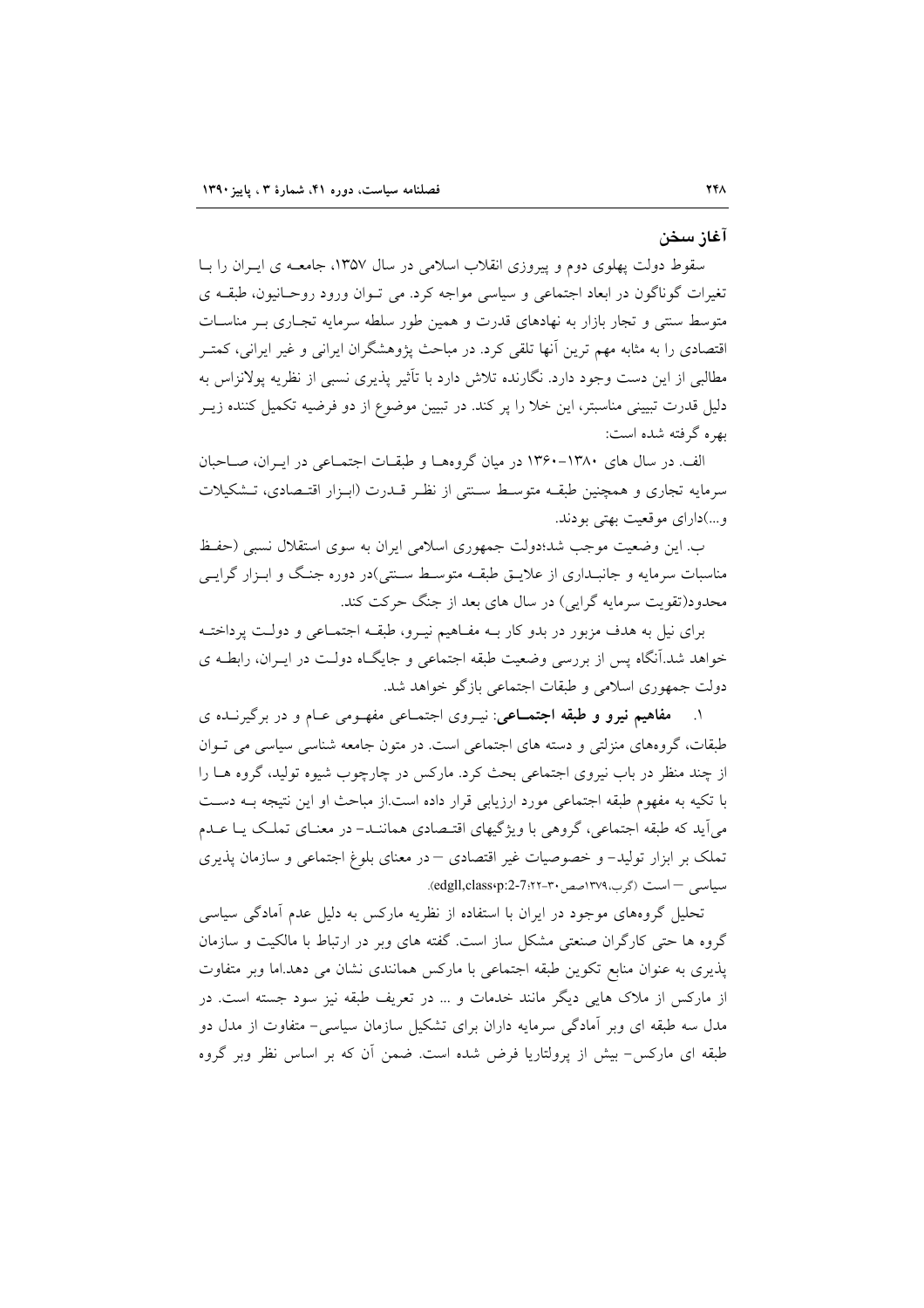## آغاز سخن

سقوط دولت پهلوی دوم و پیروزی انقلاب اسلامی در سال ۱۳۵۷، جامعه ی ایران را با تغیرات گوناگون در ابعاد اجتماعی و سیاسی مواجه کرد. می توان ورود روحانیون، طبقه ی متوسط سنتی و تجار بازار به نهادهای قدرت و همین طور سلطه سرمایه تجاری بر مناسبات اقتصادی را به مثابه مهم ترین آنها تلقی کرد. در مباحث پژوهشگران ایرانی و غیر ایرانی، کمتر مطالبی از این دست وجود دارد. نگارنده تلاش دارد با تأثیر پذیری نسبی از نظریه پولانزاس به دلیل قدرت تبیینی مناسبتر، این خلا را پر کند. در تبیین موضوع از دو فرضیه تکمیل کننده زیر بهره گرفته شده است:

الف. در سال های ۱۳۸۰-۱۳۶۰ در میان گروهها و طبقات اجتماعی در ایران، صاحبان سرمایه تجاری و همچنین طبقه متوسط سنتی از نظر قدرت (ابزار اقتصادی، تشکیلات و...)دارای موقعیت بهتی بودند.

ب. این وضعیت موجب شد؛دولت جمهوری اسلامی ایران به سوی استقلال نسبی (حفظ مناسبات سرمایه و جانبداری از علایق طبقه متوسط سنتی)در دوره جنگ و ابزار گرایی محدود(تقویت سرمایه گرایی) در سال های بعد از جنگ حرکت کند.

برای نیل به هدف مزبور در بدو کار به مفاهیم نیرو، طبقه اجتماعی و دولت پرداخته خواهد شد.آنگاه پس از بررسی وضعیت طبقه اجتماعی و جایگاه دولت در ایران، رابطه ی دولت جمهوری اسلامی و طبقات اجتماعی بازگو خواهد شد.

۱. **مفاهیم نیرو و طبقه اجتماعی**: نیروی اجتماعی مفهومی عام و در برگیرنده ی طبقات، گروههای منزلتی و دسته های اجتماعی است. در متون جامعه شناسی سیاسی می توان از چند منظر در باب نیروی اجتماعی بحث کرد. مارکس در چارچوب شیوه تولید، گروه ها را با تکیه به مفهوم طبقه اجتماعی مورد ارزیابی قرار داده است.از مباحث او این نتیجه به دست می‌آید که طبقه اجتماعی، گروهی با ویژگیهای اقتصادی همانند- در معنای تملک یا عدم تملک بر ابزار تولید- و خصوصیات غیر اقتصادی – در معنای بلوغ اجتماعی و سازمان پذیری سیاسی – است (گرب،۱۳۷۹صص ۳۰-۲۲؛edgll,class،p:2-7).

تحلیل گروههای موجود در ایران با استفاده از نظریه مارکس به دلیل عدم آمادگی سیاسی گروه ها حتی کارگران صنعتی مشکل ساز است. گفته های وبر در ارتباط با مالکیت و سازمان پذیری به عنوان منابع تکوین طبقه اجتماعی با مارکس همانندی نشان می دهد.اما وبر متفاوت از مارکس از ملاک هایی دیگر مانند خدمات و ... در تعریف طبقه نیز سود جسته است. در مدل سه طبقه ای وبر آمادگی سرمایه داران برای تشکیل سازمان سیاسی- متفاوت از مدل دو طبقه ای مارکس- بیش از پرولتاریا فرض شده است. ضمن آن که بر اساس نظر وبر گروه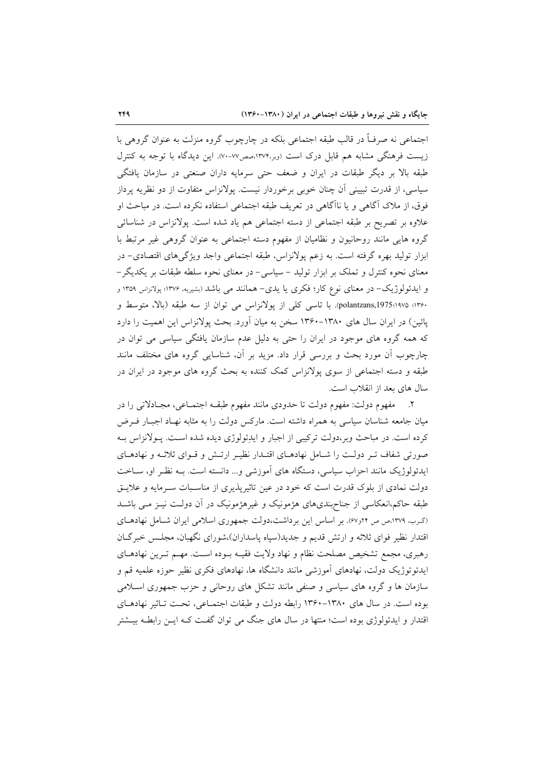اجتماعی نه صرفاً در قالب طبقه اجتماعی بلکه در چارچوب گروه منزلت به عنوان گروهی با زیست فرهنگی مشابه هم قابل درک است (وبر،۱۳۷۴،صص۷۷-۷۰). این دیدگاه با توجه به کنترل طبقه بالا بر دیگر طبقات در ایران و ضعف حتی سرمایه داران صنعتی در سازمان یافتگی سیاسی، از قدرت تبیینی آن چنان خوبی برخوردار نیست. پولانزاس متفاوت از دو نظریه پرداز فوق، از ملاک آگاهی و یا ناآگاهی در تعریف طبقه اجتماعی استفاده نکرده است. در مباحث او علاوه بر تصریح بر طبقه اجتماعی از دسته اجتماعی هم یاد شده است. پولانزاس در شناسائی گروه هایی مانند روحانیون و نظامیان از مفهوم دسته اجتماعی به عنوان گروهی غیر مرتبط با ابزار تولید بهره گرفته است. به زعم پولانزاس، طبقه اجتماعی واجد ویژگی‌های اقتصادی- در معنای نحوه کنترل و تملک بر ابزار تولید - سیاسی- در معنای نحوه سلطه طبقات بر یکدیگر- و ایدئولوژیک- در معنای نوع کار؛ فکری یا یدی- همانند می باشد (بشیریه، ۱۳۷۶؛ پولانزاس ۱۳۵۹ و ۱۳۶۰؛ ۱۹۷۵؛polantzans,1975). با تاسی کلی از پولانزاس می توان از سه طبقه (بالا، متوسط و پائین) در ایران سال های ۱۳۸۰-۱۳۶۰ سخن به میان آورد. بحث پولانزاس این اهمیت را دارد که همه گروه های موجود در ایران را حتی به دلیل عدم سازمان یافتگی سیاسی می توان در چارچوب آن مورد بحث و بررسی قرار داد. مزید بر آن، شناسایی گروه های مختلف مانند طبقه و دسته اجتماعی از سوی پولانزاس کمک کننده به بحث گروه های موجود در ایران در سال های بعد از انقلاب است.

۲. مفهوم دولت: مفهوم دولت تا حدودی مانند مفهوم طبقـه اجتمـاعی، مجـادلاتی را در میان جامعه شناسان سیاسی به همراه داشته است. مارکس دولت را به مثابه نهـاد اجبـار فـرض کرده است. در مباحث وبر،دولت ترکیبی از اجبار و ایدئولوژی دیده شده اسـت. پـولانزاس بـه صورتی شفاف تـر دولـت را شـامل نهادهـای اقتـدار نظیـر ارتـش و قـوای ثلاثـه و نهادهـای ایدئولوژیک مانند احزاب سیاسی، دستگاه های آموزشی و... دانسته است. بـه نظـر او، سـاخت دولت نمادی از بلوک قدرت است که خود در عین تاثیرپذیری از مناسـبات سـرمایه و علایـق طبقه حاکم،انعکاسی از جناح‌بندی‌های هژمونیک و غیرهژمونیک در آن دولـت نیـز مـی باشـد (گرب، ۱۳۷۹،ص ص ۲۴و۶۷). بر اساس این برداشت،دولت جمهوری اسلامی ایران شـامل نهادهـای اقتدار نظیر قوای ثلاثه و ارتش قدیم و جدید(سپاه پاسداران)،شورای نگهبان، مجلـس خبرگـان رهبری، مجمع تشخیص مصلحت نظام و نهاد ولایت فقیـه بـوده اسـت. مهـم تـرین نهادهـای ایدئوتوژیک دولت، نهادهای آموزشی مانند دانشگاه ها، نهادهای فکری نظیر حوزه علمیه قم و سازمان ها و گروه های سیاسی و صنفی مانند تشکل های روحانی و حزب جمهوری اسـلامی بوده است. در سال های ۱۳۸۰-۱۳۶۰ رابطه دولت و طبقات اجتمـاعی، تحـت تـاثیر نهادهـای اقتدار و ایدئولوژی بوده است؛ منتها در سال های جنگ می توان گفـت کـه ایـن رابطـه بیـشتر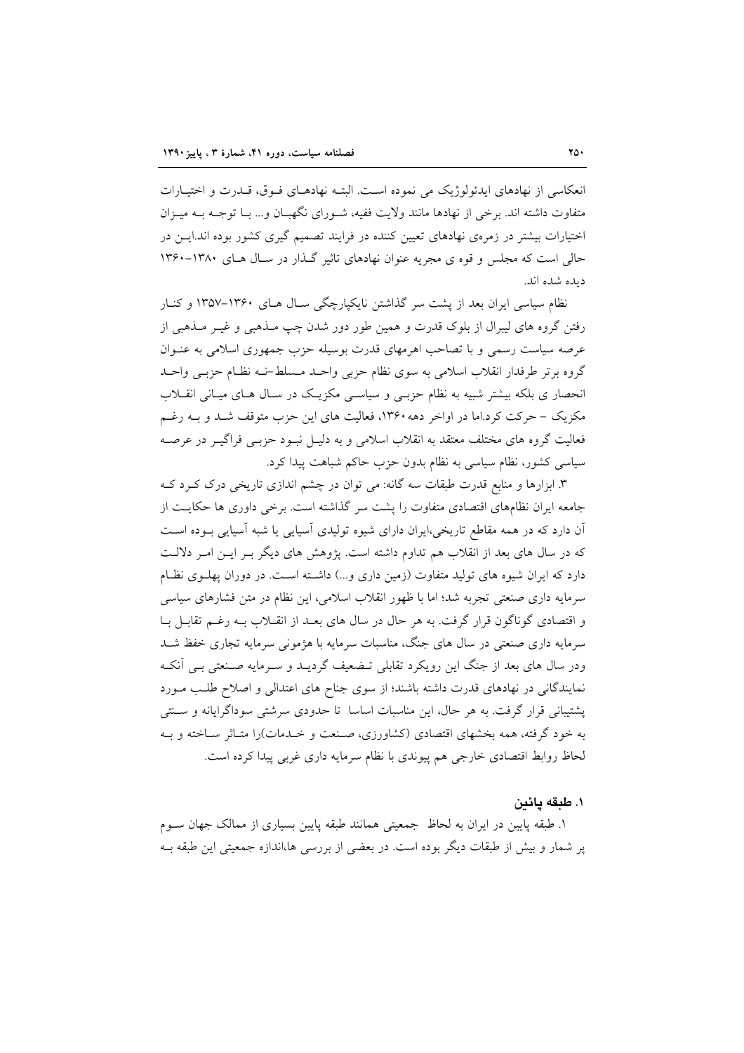انعکاسی از نهادهای ایدئولوژیک می نموده است. البتــه نهادهــای فــوق، قــدرت و اختیــارات متفاوت داشته اند. برخی از نهادها مانند ولایت ففیه، شــورای نگهبــان و... بــا توجــه بــه میــزان اختیارات بیشتر در زمره‌ی نهادهای تعیین کننده در فرایند تصمیم گیری کشور بوده اند.ایــن در حالی است که مجلس و قوه ی مجریه عنوان نهادهای تاثیر گــذار در ســال هــای ۱۳۸۰-۱۳۶۰ دیده شده اند.

نظام سیاسی ایران بعد از پشت سر گذاشتن نایکپارچگی ســال هــای ۱۳۶۰-۱۳۵۷ و کنــار رفتن گروه های لیبرال از بلوک قدرت و همین طور دور شدن چپ مــذهبی و غیــر مــذهبی از عرصه سیاست رسمی و با تصاحب اهرمهای قدرت بوسیله حزب جمهوری اسلامی به عنــوان گروه برتر طرفدار انقلاب اسلامی به سوی نظام حزبی واحــد مــسلط-نــه نظــام حزبــی واحــد انحصار ی بلکه بیشتر شبیه به نظام حزبــی و سیاســی مکزیــک در ســال هــای میــانی انقــلاب مکزیک - حرکت کرد.اما در اواخر دهه۱۳۶۰، فعالیت های این حزب متوقف شــد و بــه رغــم فعالیت گروه های مختلف معتقد به انقلاب اسلامی و به دلیــل نبــود حزبــی فراگیــر در عرصــه سیاسی کشور، نظام سیاسی به نظام بدون حزب حاکم شباهت پیدا کرد.

۳. ابزارها و منابع قدرت طبقات سه گانه: می توان در چشم اندازی تاریخی درک کــرد کــه جامعه ایران نظام‌های اقتصادی متفاوت را پشت سر گذاشته است. برخی داوری ها حکایــت از آن دارد که در همه مقاطع تاریخی،ایران دارای شیوه تولیدی آسیایی یا شبه آسیایی بــوده اســت که در سال های بعد از انقلاب هم تداوم داشته است. پژوهش های دیگر بــر ایــن امــر دلالــت دارد که ایران شیوه های تولید متفاوت (زمین داری و...) داشــته اســت. در دوران پهلــوی نظــام سرمایه داری صنعتی تجربه شد؛ اما با ظهور انقلاب اسلامی، این نظام در متن فشارهای سیاسی و اقتصادی گوناگون قرار گرفت. به هر حال در سال های بعــد از انقــلاب بــه رغــم تقابــل بــا سرمایه داری صنعتی در سال های جنگ، مناسبات سرمایه با هژمونی سرمایه تجاری خفظ شــد ودر سال های بعد از جنگ این رویکرد تقابلی تــضعیف گردیــد و ســرمایه صــنعتی بــی آنکــه نمایندگانی در نهادهای قدرت داشته باشند؛ از سوی جناح های اعتدالی و اصلاح طلــب مــورد پشتیبانی قرار گرفت. به هر حال، این مناسبات اساسا تا حدودی سرشتی سوداگرایانه و ســنتی به خود گرفته، همه بخشهای اقتصادی (کشاورزی، صــنعت و خــدمات)را متــاثر ســاخته و بــه لحاظ روابط اقتصادی خارجی هم پیوندی با نظام سرمایه داری غربی پیدا کرده است.

### ۱. طبقه پائین

۱. طبقه پایین در ایران به لحاظ جمعیتی همانند طبقه پایین بسیاری از ممالک جهان ســوم پر شمار و بیش از طبقات دیگر بوده است. در بعضی از بررسی ها،اندازه جمعیتی این طبقه بــه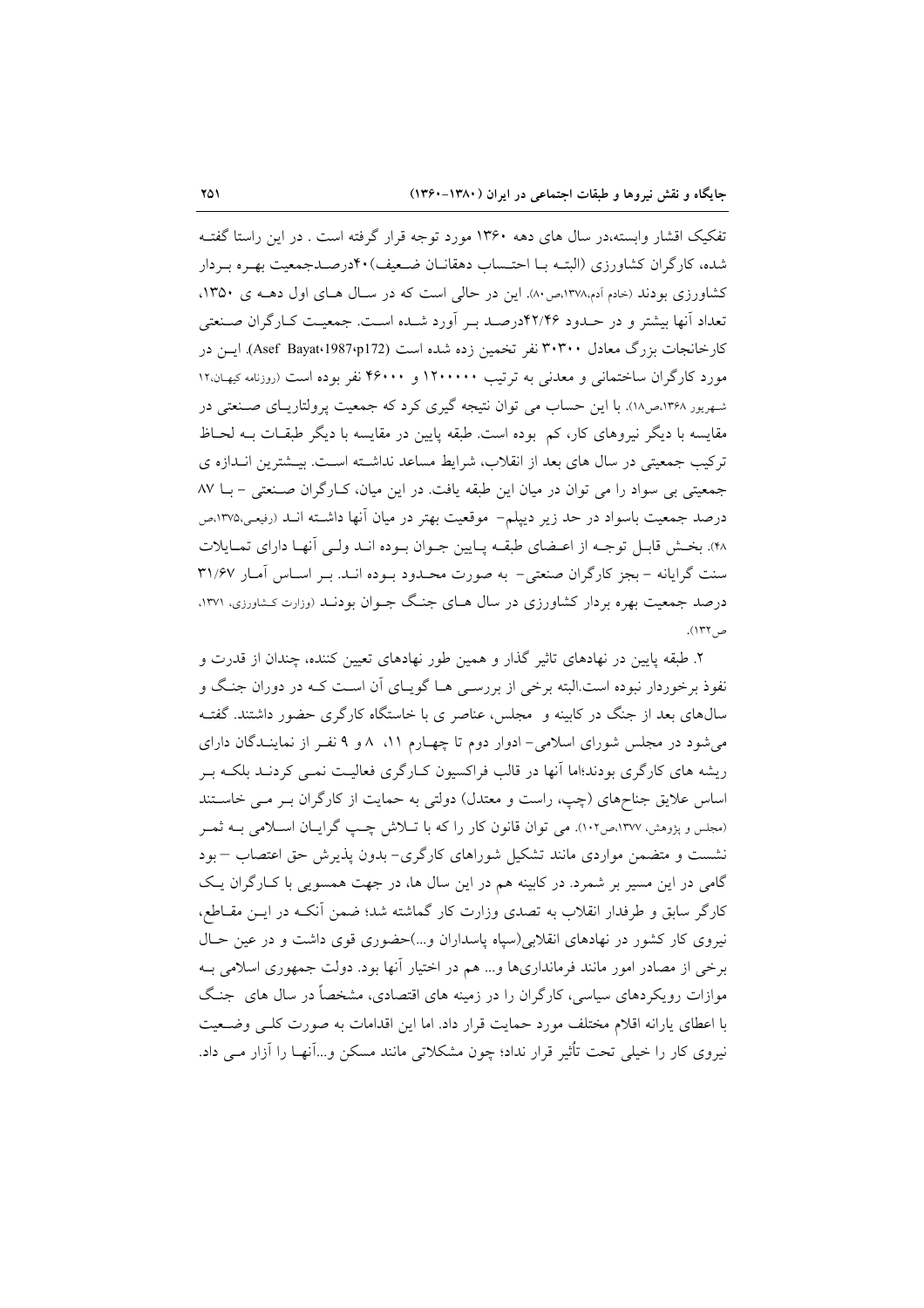تفکیک اقشار وابسته،در سال های دهه ۱۳۶۰ مورد توجه قرار گرفته است . در این راستا گفته شده، کارگران کشاورزی (البته با احتساب دهقانان ضعیف)۴۰درصدجمعیت بهره بردار کشاورزی بودند (خادم آدم،۱۳۷۸،ص۸۰). این در حالی است که در سال های اول دهه ی ۱۳۵۰، تعداد آنها بیشتر و در حدود ۴۲/۴۶درصد بر آورد شده است. جمعیت کارگران صنعتی کارخانجات بزرگ معادل ۳۰۳۰۰ نفر تخمین زده شده است (Asef Bayat،1987،p172). این در مورد کارگران ساختمانی و معدنی به ترتیب ۱۲۰۰۰۰۰ و ۴۶۰۰۰ نفر بوده است (روزنامه کیهان،۱۲ شهریور ۱۳۶۸،ص۱۸). با این حساب می توان نتیجه گیری کرد که جمعیت پرولتاریای صنعتی در مقایسه با دیگر نیروهای کار، کم بوده است. طبقه پایین در مقایسه با دیگر طبقات به لحاظ ترکیب جمعیتی در سال های بعد از انقلاب، شرایط مساعد نداشته است. بیشترین اندازه ی جمعیتی بی سواد را می توان در میان این طبقه یافت. در این میان، کارگران صنعتی - با ۸۷ درصد جمعیت باسواد در حد زیر دیپلم- موقعیت بهتر در میان آنها داشته اند (رفیعی،۱۳۷۵،ص ۴۸). بخش قابل توجه از اعضای طبقه پایین جوان بوده اند ولی آنها دارای تمایلات سنت گرایانه - بجز کارگران صنعتی- به صورت محدود بوده اند. بر اساس آمار ۳۱/۶۷ درصد جمعیت بهره بردار کشاورزی در سال های جنگ جوان بودند (وزارت کشاورزی، ۱۳۷۱، ص۱۳۲).

۲. طبقه پایین در نهادهای تاثیر گذار و همین طور نهادهای تعیین کننده، چندان از قدرت و نفوذ برخوردار نبوده است.البته برخی از بررسی ها گویای آن است که در دوران جنگ و سال‌های بعد از جنگ در کابینه و مجلس، عناصر ی با خاستگاه کارگری حضور داشتند. گفته می‌شود در مجلس شورای اسلامی- ادوار دوم تا چهارم ۱۱، ۸ و ۹ نفر از نمایندگان دارای ریشه های کارگری بودند؛اما آنها در قالب فراکسیون کارگری فعالیت نمی کردند بلکه بر اساس علایق جناح‌های (چپ، راست و معتدل) دولتی به حمایت از کارگران بر می خاستند (مجلس و پژوهش، ۱۳۷۷،ص۱۰۲). می توان قانون کار را که با تلاش چپ گرایان اسلامی به ثمر نشست و متضمن مواردی مانند تشکیل شوراهای کارگری- بدون پذیرش حق اعتصاب – بود گامی در این مسیر بر شمرد. در کابینه هم در این سال ها، در جهت همسویی با کارگران یک کارگر سابق و طرفدار انقلاب به تصدی وزارت کار گماشته شد؛ ضمن آنکه در این مقاطع، نیروی کار کشور در نهادهای انقلابی(سپاه پاسداران و...)حضوری قوی داشت و در عین حال برخی از مصادر امور مانند فرمانداری‌ها و... هم در اختیار آنها بود. دولت جمهوری اسلامی به موازات رویکردهای سیاسی، کارگران را در زمینه های اقتصادی، مشخصاً در سال های جنگ با اعطای یارانه اقلام مختلف مورد حمایت قرار داد. اما این اقدامات به صورت کلی وضعیت نیروی کار را خیلی تحت تأثیر قرار نداد؛ چون مشکلاتی مانند مسکن و...آنها را آزار می داد.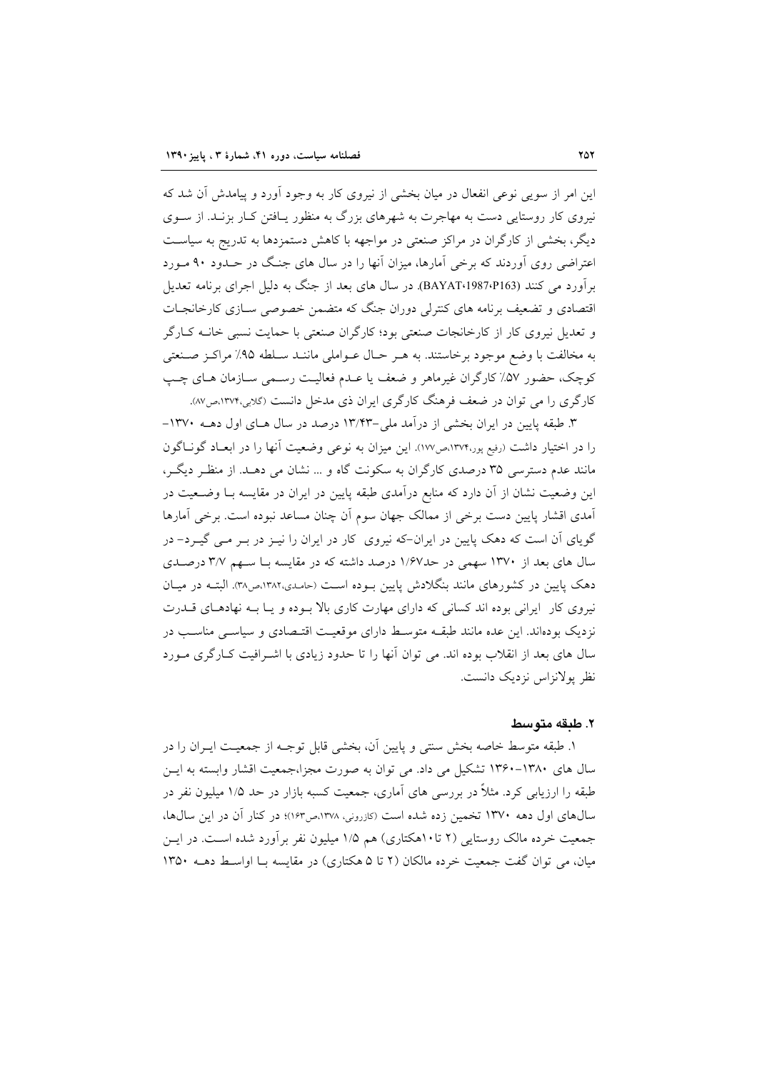این امر از سویی نوعی انفعال در میان بخشی از نیروی کار به وجود آورد و پیامدش آن شد که نیروی کار روستایی دست به مهاجرت به شهرهای بزرگ به منظور یـافتن کـار بزنـد. از سـوی دیگر، بخشی از کارگران در مراکز صنعتی در مواجهه با کاهش دستمزدها به تدریج به سیاسـت اعتراضی روی آوردند که برخی آمارها، میزان آنها را در سال های جنـگ در حـدود ۹۰ مـورد برآورد می کنند (BAYAT،1987،P163). در سال های بعد از جنگ به دلیل اجرای برنامه تعدیل اقتصادی و تضعیف برنامه های کنترلی دوران جنگ که متضمن خصوصی سـازی کارخانجـات و تعدیل نیروی کار از کارخانجات صنعتی بود؛ کارگران صنعتی با حمایت نسبی خانـه کـارگر به مخالفت با وضع موجود برخاستند. به هـر حـال عـواملی ماننـد سـلطه ۹۵٪ مراکـز صـنعتی کوچک، حضور ۵۷٪ کارگران غیرماهر و ضعف یا عـدم فعالیـت رسـمی سـازمان هـای چـپ کارگری را می توان در ضعف فرهنگ کارگری ایران ذی مدخل دانست (گلابی،۱۳۷۴،ص۸۷).

۳. طبقه پایین در ایران بخشی از درآمد ملی–۱۳/۴۳ درصد در سال هـای اول دهـه ۱۳۷۰– را در اختیار داشت (رفیع پور،۱۳۷۴،ص۱۷۷). این میزان به نوعی وضعیت آنها را در ابعـاد گونـاگون مانند عدم دسترسی ۳۵ درصدی کارگران به سکونت گاه و ... نشان می دهـد. از منظـر دیگـر، این وضعیت نشان از آن دارد که منابع درآمدی طبقه پایین در ایران در مقایسه بـا وضـعیت در آمدی اقشار پایین دست برخی از ممالک جهان سوم آن چنان مساعد نبوده است. برخی آمارها گویای آن است که دهک پایین در ایران–که نیروی کار در ایران را نیـز در بـر مـی گیـرد– در سال های بعد از ۱۳۷۰ سهمی در حد۱/۶۷ درصد داشته که در مقایسه بـا سـهم ۳/۷ درصـدی دهک پایین در کشورهای مانند بنگلادش پایین بـوده اسـت (حامـدی،۱۳۸۲،ص۳۸). البتـه در میـان نیروی کار ایرانی بوده اند کسانی که دارای مهارت کاری بالا بـوده و یـا بـه نهادهـای قـدرت نزدیک بوده‌اند. این عده مانند طبقـه متوسـط دارای موقعیـت اقتـصادی و سیاسـی مناسـب در سال های بعد از انقلاب بوده اند. می توان آنها را تا حدود زیادی با اشـرافیت کـارگری مـورد نظر پولانزاس نزدیک دانست.

### ۲. طبقه متوسط

۱. طبقه متوسط خاصه بخش سنتی و پایین آن، بخشی قابل توجـه از جمعیـت ایـران را در سال های ۱۳۸۰–۱۳۶۰ تشکیل می داد. می توان به صورت مجزا،جمعیت اقشار وابسته به ایـن طبقه را ارزیابی کرد. مثلاً در بررسی های آماری، جمعیت کسبه بازار در حد ۱/۵ میلیون نفر در سال‌های اول دهه ۱۳۷۰ تخمین زده شده است (کازرونی، ۱۳۷۸،ص۱۶۳)؛ در کنار آن در این سال‌ها، جمعیت خرده مالک روستایی (۲ تا۱۰هکتاری) هم ۱/۵ میلیون نفر برآورد شده اسـت. در ایـن میان، می توان گفت جمعیت خرده مالکان (۲ تا ۵ هکتاری) در مقایسه بـا اواسـط دهـه ۱۳۵۰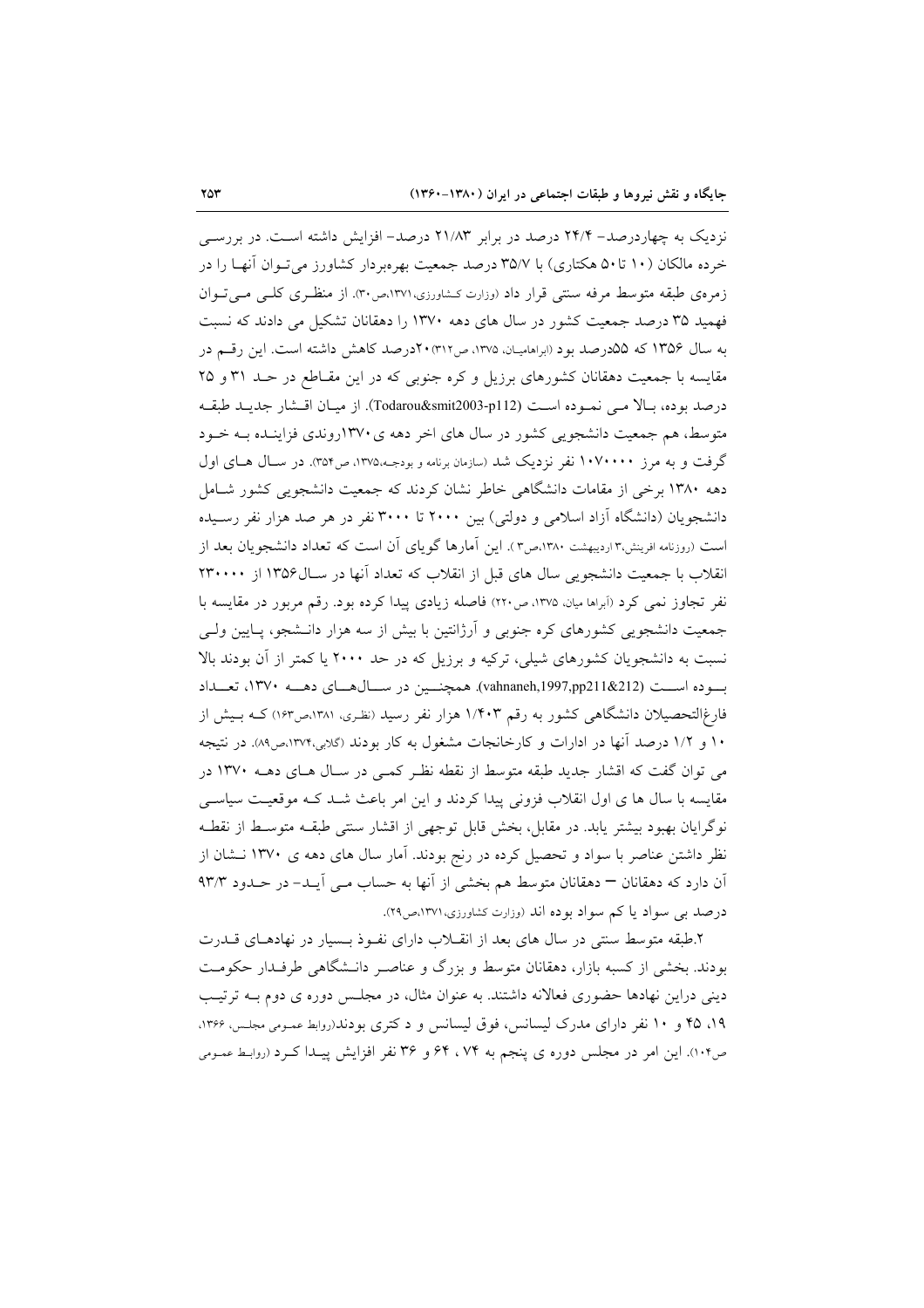نزدیک به چهاردرصد- ۲۴/۴ درصد در برابر ۲۱/۸۳ درصد- افزایش داشته است. در بررسی خرده مالکان (۱۰ تا ۵۰ هکتاری) با ۳۵/۷ درصد جمعیت بهره‌بردار کشاورز می‌توان آنها را در زمره‌ی طبقه متوسط مرفه سنتی قرار داد (وزارت کشاورزی،۱۳۷۱،ص۳۰). از منظری کلی می‌توان فهمید ۳۵ درصد جمعیت کشور در سال های دهه ۱۳۷۰ را دهقانان تشکیل می دادند که نسبت به سال ۱۳۵۶ که ۵۵درصد بود (ابراهامیان، ۱۳۷۵، ص۳۱۲) ۲۰درصد کاهش داشته است. این رقم در مقایسه با جمعیت دهقانان کشورهای برزیل و کره جنوبی که در این مقاطع در حد ۳۱ و ۲۵ درصد بوده، بالا می نموده است (Todarou&smit2003-p112). از میان اقشار جدید طبقه متوسط، هم جمعیت دانشجویی کشور در سال های اخر دهه ی۱۳۷۰روندی فزاینده به خود گرفت و به مرز ۱۰۷۰۰۰۰ نفر نزدیک شد (سازمان برنامه و بودجه،۱۳۷۵، ص۳۵۴). در سال های اول دهه ۱۳۸۰ برخی از مقامات دانشگاهی خاطر نشان کردند که جمعیت دانشجویی کشور شامل دانشجویان (دانشگاه آزاد اسلامی و دولتی) بین ۲۰۰۰ تا ۳۰۰۰ نفر در هر صد هزار نفر رسیده است (روزنامه افرینش،۳ اردیبهشت ۱۳۸۰،ص۳). این آمارها گویای آن است که تعداد دانشجویان بعد از انقلاب با جمعیت دانشجویی سال های قبل از انقلاب که تعداد آنها در سال۱۳۵۶ از ۲۳۰۰۰۰ نفر تجاوز نمی کرد (آبراها میان، ۱۳۷۵، ص۲۲۰) فاصله زیادی پیدا کرده بود. رقم مربور در مقایسه با جمعیت دانشجویی کشورهای کره جنوبی و آرژانتین با بیش از سه هزار دانشجو، پایین ولی نسبت به دانشجویان کشورهای شیلی، ترکیه و برزیل که در حد ۲۰۰۰ یا کمتر از آن بودند بالا بوده است (vahnaneh,1997,pp211&212). همچنین در سال‌های دهه ۱۳۷۰، تعداد فارغ‌التحصیلان دانشگاهی کشور به رقم ۱/۴۰۳ هزار نفر رسید (نظری، ۱۳۸۱،ص۱۶۳) که بیش از ۱۰ و ۱/۲ درصد آنها در ادارات و کارخانجات مشغول به کار بودند (گلابی،۱۳۷۴،ص۸۹). در نتیجه می توان گفت که اقشار جدید طبقه متوسط از نقطه نظر کمی در سال های دهه ۱۳۷۰ در مقایسه با سال ها ی اول انقلاب فزونی پیدا کردند و این امر باعث شد که موقعیت سیاسی نوگرایان بهبود بیشتر یابد. در مقابل، بخش قابل توجهی از اقشار سنتی طبقه متوسط از نقطه نظر داشتن عناصر با سواد و تحصیل کرده در رنج بودند. آمار سال های دهه ی ۱۳۷۰ نشان از آن دارد که دهقانان – دهقانان متوسط هم بخشی از آنها به حساب می آید- در حدود ۹۳/۳ درصد بی سواد یا کم سواد بوده اند (وزارت کشاورزی،۱۳۷۱،ص۲۹).

۲.طبقه متوسط سنتی در سال های بعد از انقلاب دارای نفوذ بسیار در نهادهای قدرت بودند. بخشی از کسبه بازار، دهقانان متوسط و بزرگ و عناصر دانشگاهی طرفدار حکومت دینی دراین نهادها حضوری فعالانه داشتند. به عنوان مثال، در مجلس دوره ی دوم به ترتیب ۱۹، ۴۵ و ۱۰ نفر دارای مدرک لیسانس، فوق لیسانس و د کتری بودند(روابط عمومی مجلس، ۱۳۶۶، ص۱۰۴). این امر در مجلس دوره ی پنجم به ۷۴ ، ۶۴ و ۳۶ نفر افزایش پیدا کرد (روابط عمومی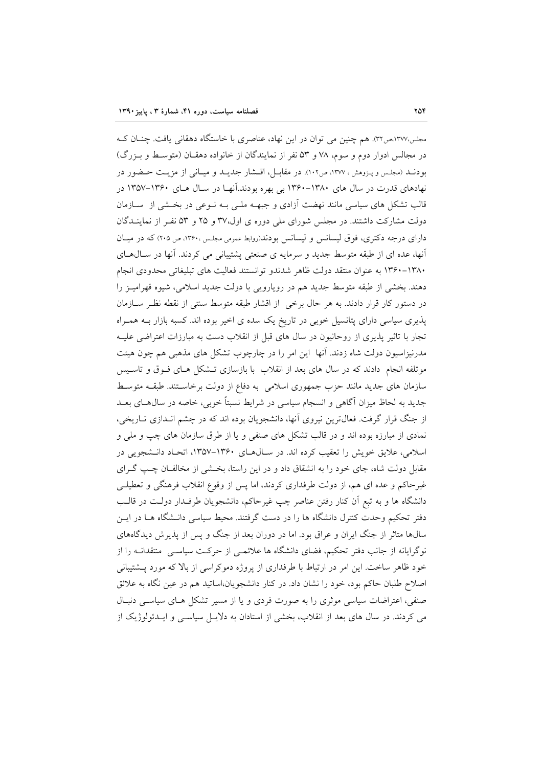مجلس،۱۳۷۷،ص۳۲). هم چنین می توان در این نهاد، عناصری با خاستگاه دهقانی یافت. چنـان کـه در مجالس ادوار دوم و سوم، ۷۸ و ۵۳ نفر از نمایندگان از خانواده دهقـان (متوسـط و بـزرگ) بودنـد (مجلس و پـژوهش ، ۱۳۷۷، ص۱۰۲). در مقابـل، اقـشار جدیـد و میـانی از مزیـت حـضور در نهادهای قدرت در سال های ۱۳۸۰-۱۳۶۰ بی بهره بودند.آنهـا در سـال هـای ۱۳۶۰-۱۳۵۷ در قالب تشکل های سیاسی مانند نهضت آزادی و جبهـه ملـی بـه نـوعی در بخـشی از سـازمان دولت مشارکت داشتند. در مجلس شورای ملی دوره ی اول،۳۷ و ۲۵ و ۵۳ نفـر از نماینـدگان دارای درجه دکتری، فوق لیسانس و لیسانس بودند(روابط عمومی مجلـس ،۱۳۶۰، ص ۲۰۵) که در میـان آنها، عده ای از طبقه متوسط جدید و سرمایه ی صنعتی پشتیبانی می کردند. آنها در سـال‌هـای ۱۳۸۰-۱۳۶۰ به عنوان منتقد دولت ظاهر شدندو توانستند فعالیت های تبلیغاتی محدودی انجام دهند. بخشی از طبقه متوسط جدید هم در رویارویی با دولت جدید اسلامی، شیوه قهرامیـز را در دستور کار قرار دادند. به هر حال برخی از اقشار طبقه متوسط سنتی از نقطه نظـر سـازمان پذیری سیاسی دارای پتانسیل خوبی در تاریخ یک سده ی اخیر بوده اند. کسبه بازار بـه همـراه تجار با تاثیر پذیری از روحانیون در سال های قبل از انقلاب دست به مبارزات اعتراضی علیـه مدرنیزاسیون دولت شاه زدند. آنها این امر را در چارچوب تشکل های مذهبی هم چون هیئت موتلفه انجام دادند که در سال های بعد از انقلاب با بازسازی تـشکل هـای فـوق و تاسـیس سازمان های جدید مانند حزب جمهوری اسلامی به دفاع از دولت برخاسـتند. طبقـه متوسـط جدید به لحاظ میزان آگاهی و انسجام سیاسی در شرایط نسبتاً خوبی، خاصه در سال‌هـای بعـد از جنگ قرار گرفت. فعال‌ترین نیروی آنها، دانشجویان بوده اند که در چشم انـدازی تـاریخی، نمادی از مبارزه بوده اند و در قالب تشکل های صنفی و یا از طرق سازمان های چپ و ملی و اسلامی، علایق خویش را تعقیب کرده اند. در سـال‌هـای ۱۳۶۰-۱۳۵۷، اتحـاد دانـشجویی در مقابل دولت شاه، جای خود را به انشقاق داد و در این راستا، بخـشی از مخالفـان چـپ گـرای غیرحاکم و عده ای هم، از دولت طرفداری کردند، اما پس از وقوع انقلاب فرهنگی و تعطیلـی دانشگاه ها و به تبع آن کنار رفتن عناصر چپ غیرحاکم، دانشجویان طرفـدار دولـت در قالـب دفتر تحکیم وحدت کنترل دانشگاه ها را در دست گرفتند. محیط سیاسی دانـشگاه هـا در ایـن سال‌ها متاثر از جنگ ایران و عراق بود. اما در دوران بعد از جنگ و پس از پذیرش دیدگاه‌های نوگرایانه از جانب دفتر تحکیم، فضای دانشگاه ها علائمـی از حرکـت سیاسـی منتقدانـه را از خود ظاهر ساخت. این امر در ارتباط با طرفداری از پروژه دموکراسی از بالا که مورد پـشتیبانی اصلاح طلبان حاکم بود، خود را نشان داد. در کنار دانشجویان،اساتید هم در عین نگاه به علائق صنفی، اعتراضات سیاسی موثری را به صورت فردی و یا از مسیر تشکل هـای سیاسـی دنبـال می کردند. در سال های بعد از انقلاب، بخشی از استادان به دلایـل سیاسـی و ایـدئولوژیک از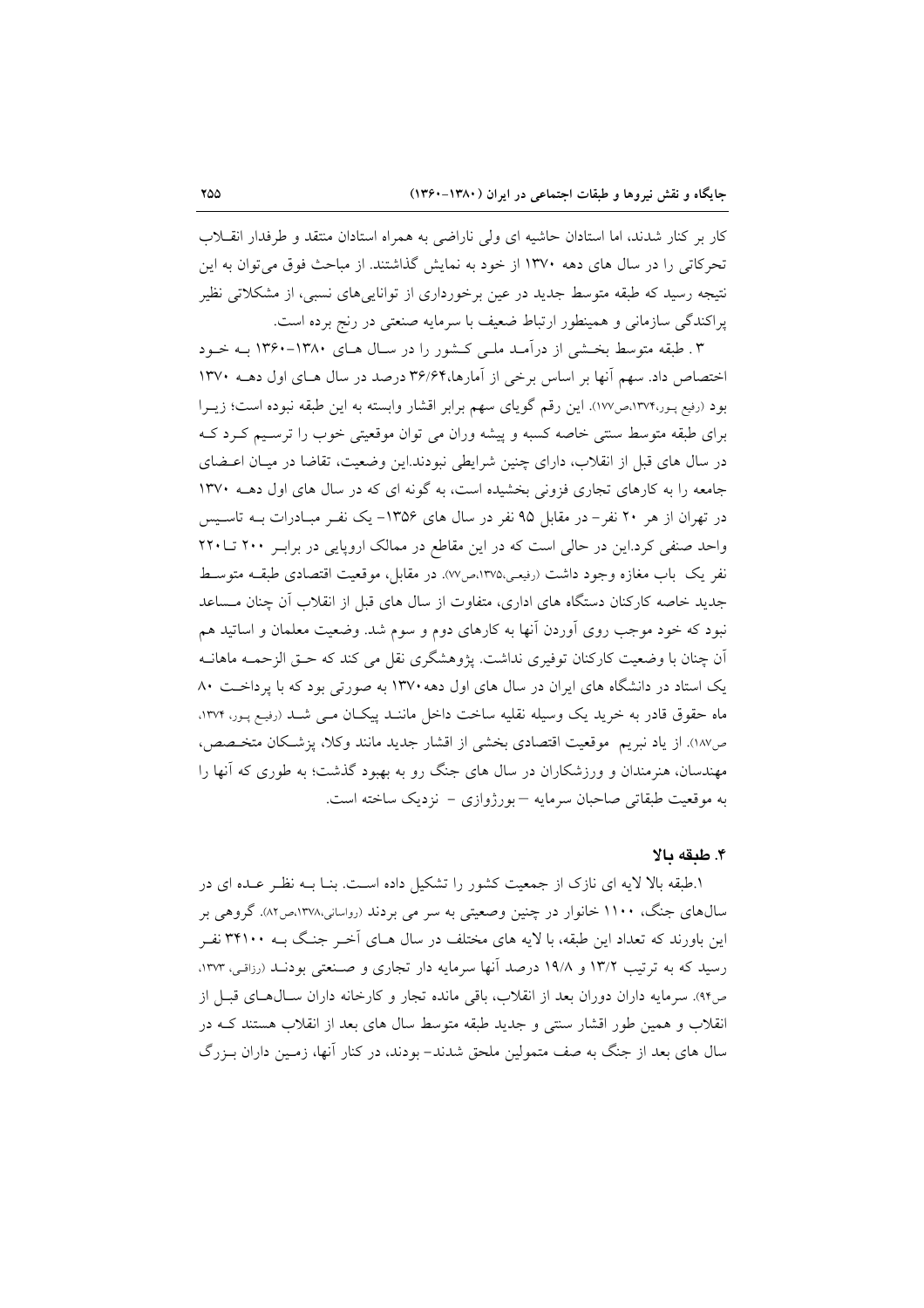کار بر کنار شدند، اما استادان حاشیه ای ولی ناراضی به همراه استادان منتقد و طرفدار انقـلاب تحرکاتی را در سال های دهه ۱۳۷۰ از خود به نمایش گذاشتند. از مباحث فوق می‌توان به این نتیجه رسید که طبقه متوسط جدید در عین برخورداری از تواناییهای نسبی، از مشکلاتی نظیر پراکندگی سازمانی و همینطور ارتباط ضعیف با سرمایه صنعتی در رنج برده است.

۳ . طبقه متوسط بخـشی از درآمـد ملـی کـشور را در سـال هـای ۱۳۸۰-۱۳۶۰ بـه خـود اختصاص داد. سهم آنها بر اساس برخی از آمارها،۳۶/۶۴ درصد در سال هـای اول دهـه ۱۳۷۰ بود (رفیع پـور،۱۳۷۴،ص۱۷۷). این رقم گویای سهم برابر اقشار وابسته به این طبقه نبوده است؛ زیـرا برای طبقه متوسط سنتی خاصه کسبه و پیشه وران می توان موقعیتی خوب را ترسـیم کـرد کـه در سال های قبل از انقلاب، دارای چنین شرایطی نبودند.این وضعیت، تقاضا در میـان اعـضای جامعه را به کارهای تجاری فزونی بخشیده است، به گونه ای که در سال های اول دهـه ۱۳۷۰ در تهران از هر ۲۰ نفر- در مقابل ۹۵ نفر در سال های ۱۳۵۶- یک نفـر مبـادرات بـه تاسـیس واحد صنفی کرد.این در حالی است که در این مقاطع در ممالک اروپایی در برابـر ۲۰۰ تـا۲۲۰ نفر یک باب مغازه وجود داشت (رفیعی،۱۳۷۵،ص۷۷). در مقابل، موقعیت اقتصادی طبقـه متوسـط جدید خاصه کارکنان دستگاه های اداری، متفاوت از سال های قبل از انقلاب آن چنان مـساعد نبود که خود موجب روی آوردن آنها به کارهای دوم و سوم شد. وضعیت معلمان و اساتید هم آن چنان با وضعیت کارکنان توفیری نداشت. پژوهشگری نقل می کند که حـق الزحمـه ماهانـه یک استاد در دانشگاه های ایران در سال های اول دهه ۱۳۷۰ به صورتی بود که با پرداخـت ۸۰ ماه حقوق قادر به خرید یک وسیله نقلیه ساخت داخل ماننـد پیکـان مـی شـد (رفیع پـور، ۱۳۷۴، ص۱۸۷). از یاد نبریم موقعیت اقتصادی بخشی از اقشار جدید مانند وکلا، پزشـکان متخـصص، مهندسان، هنرمندان و ورزشکاران در سال های جنگ رو به بهبود گذشت؛ به طوری که آنها را به موقعیت طبقاتی صاحبان سرمایه – بورژوازی – نزدیک ساخته است.

### ۴. طبقه بالا

۱.طبقه بالا لایه ای نازک از جمعیت کشور را تشکیل داده اسـت. بنـا بـه نظـر عـده ای در سال‌های جنگ، ۱۱۰۰ خانوار در چنین وضعیتی به سر می بردند (رواسانی،۱۳۷۸،ص۸۲). گروهی بر این باورند که تعداد این طبقه، با لایه های مختلف در سال هـای آخـر جنـگ بـه ۳۴۱۰۰ نفـر رسید که به ترتیب ۱۳/۲ و ۱۹/۸ درصد آنها سرمایه دار تجاری و صـنعتی بودنـد (رزاقی، ۱۳۷۳، ص۹۴). سرمایه داران دوران بعد از انقلاب، باقی مانده تجار و کارخانه داران سـال‌هـای قبـل از انقلاب و همین طور اقشار سنتی و جدید طبقه متوسط سال های بعد از انقلاب هستند کـه در سال های بعد از جنگ به صف متمولین ملحق شدند- بودند، در کنار آنها، زمـین داران بـزرگ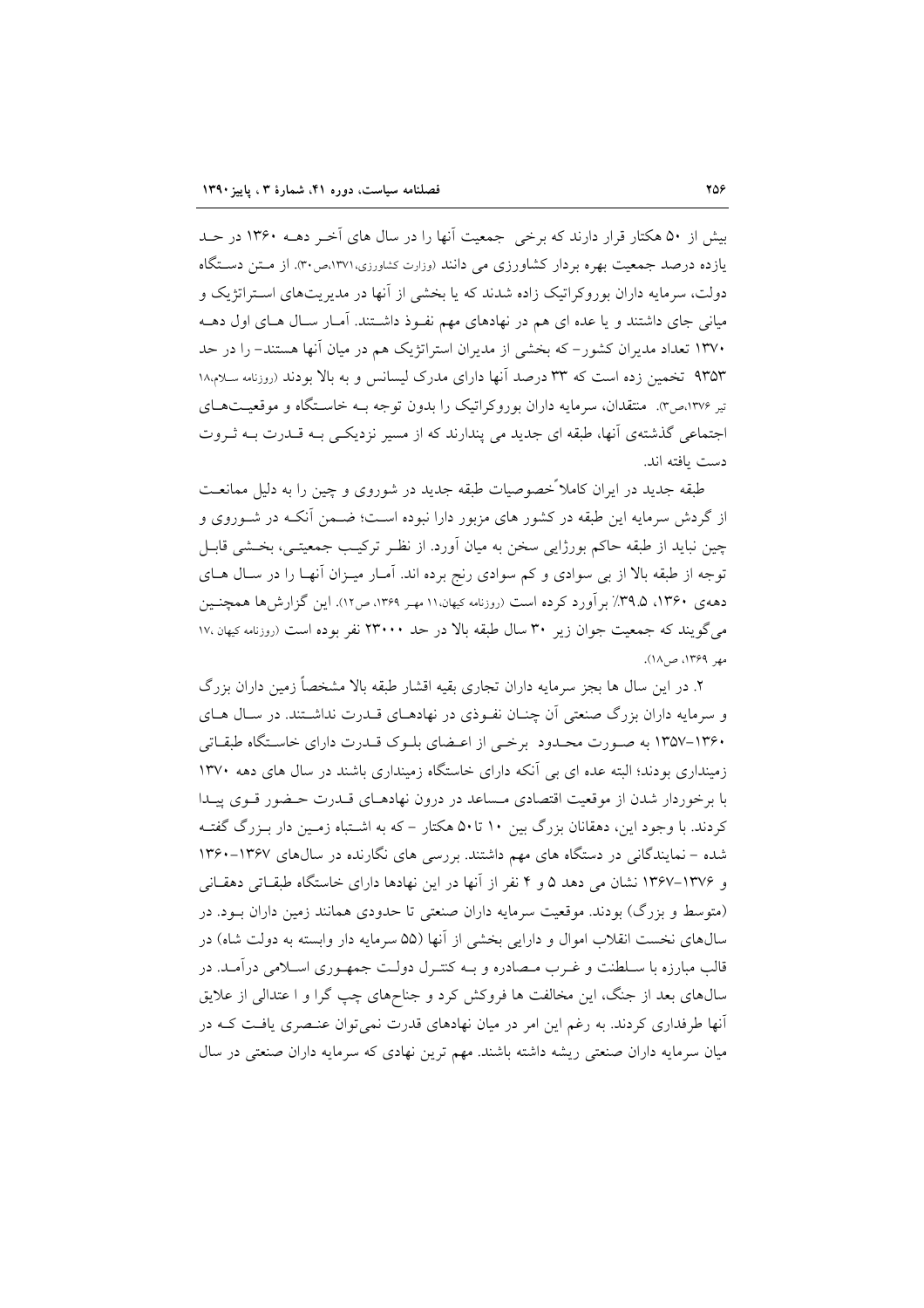بیش از ۵۰ هکتار قرار دارند که برخی جمعیت آنها را در سال های آخـر دهـه ۱۳۶۰ در حـد یازده درصد جمعیت بهره بردار کشاورزی می دانند (وزارت کشاورزی،۱۳۷۱،ص۳۰). از مـتن دسـتگاه دولت، سرمایه داران بوروکراتیک زاده شدند که یا بخشی از آنها در مدیریت‌های اسـتراتژیک و میانی جای داشتند و یا عده ای هم در نهادهای مهم نفـوذ داشـتند. آمـار سـال هـای اول دهـه ۱۳۷۰ تعداد مدیران کشور- که بخشی از مدیران استراتژیک هم در میان آنها هستند- را در حد ۹۳۵۳ تخمین زده است که ۳۳ درصد آنها دارای مدرک لیسانس و به بالا بودند (روزنامه سـلام،۱۸ تیر ۱۳۷۶،ص۳). منتقدان، سرمایه داران بوروکراتیک را بدون توجه بـه خاسـتگاه و موقعیـت‌هـای اجتماعی گذشته‌ی آنها، طبقه ای جدید می پندارند که از مسیر نزدیکـی بـه قـدرت بـه ثـروت دست یافته اند.

طبقه جدید در ایران کاملاً خصوصیات طبقه جدید در شوروی و چین را به دلیل ممانعـت از گردش سرمایه این طبقه در کشور های مزبور دارا نبوده اسـت؛ ضـمن آنکـه در شـوروی و چین نباید از طبقه حاکم بورژایی سخن به میان آورد. از نظـر ترکیـب جمعیتـی، بخـشی قابـل توجه از طبقه بالا از بی سوادی و کم سوادی رنج برده اند. آمـار میـزان آنهـا را در سـال هـای دهه‌ی ۱۳۶۰، ۳۹.۵٪ برآورد کرده است (روزنامه کیهان،۱۱ مهـر ۱۳۶۹، ص۱۲). این گزارش‌ها همچنـین می‌گویند که جمعیت جوان زیر ۳۰ سال طبقه بالا در حد ۲۳۰۰۰ نفر بوده است (روزنامه کیهان ،۱۷ مهر ۱۳۶۹، ص۱۸).

۲. در این سال ها بجز سرمایه داران تجاری بقیه اقشار طبقه بالا مشخصاً زمین داران بزرگ و سرمایه داران بزرگ صنعتی آن چنـان نفـوذی در نهادهـای قـدرت نداشـتند. در سـال هـای ۱۳۶۰-۱۳۵۷ به صـورت محـدود برخـی از اعـضای بلـوک قـدرت دارای خاسـتگاه طبقـاتی زمینداری بودند؛ البته عده ای بی آنکه دارای خاستگاه زمینداری باشند در سال های دهه ۱۳۷۰ با برخوردار شدن از موقعیت اقتصادی مـساعد در درون نهادهـای قـدرت حـضور قـوی پیـدا کردند. با وجود این، دهقانان بزرگ بین ۱۰ تا۵۰ هکتار - که به اشـتباه زمـین دار بـزرگ گفتـه شده - نمایندگانی در دستگاه های مهم داشتند. بررسی های نگارنده در سال‌های ۱۳۶۷-۱۳۶۰ و ۱۳۷۶-۱۳۶۷ نشان می دهد ۵ و ۴ نفر از آنها در این نهادها دارای خاستگاه طبقـاتی دهقـانی (متوسط و بزرگ) بودند. موقعیت سرمایه داران صنعتی تا حدودی همانند زمین داران بـود. در سال‌های نخست انقلاب اموال و دارایی بخشی از آنها (۵۵ سرمایه دار وابسته به دولت شاه) در قالب مبارزه با سـلطنت و غـرب مـصادره و بـه کنتـرل دولـت جمهـوری اسـلامی درآمـد. در سال‌های بعد از جنگ، این مخالفت ها فروکش کرد و جناح‌های چپ گرا و ا عتدالی از علایق آنها طرفداری کردند. به رغم این امر در میان نهادهای قدرت نمی‌توان عنـصری یافـت کـه در میان سرمایه داران صنعتی ریشه داشته باشند. مهم ترین نهادی که سرمایه داران صنعتی در سال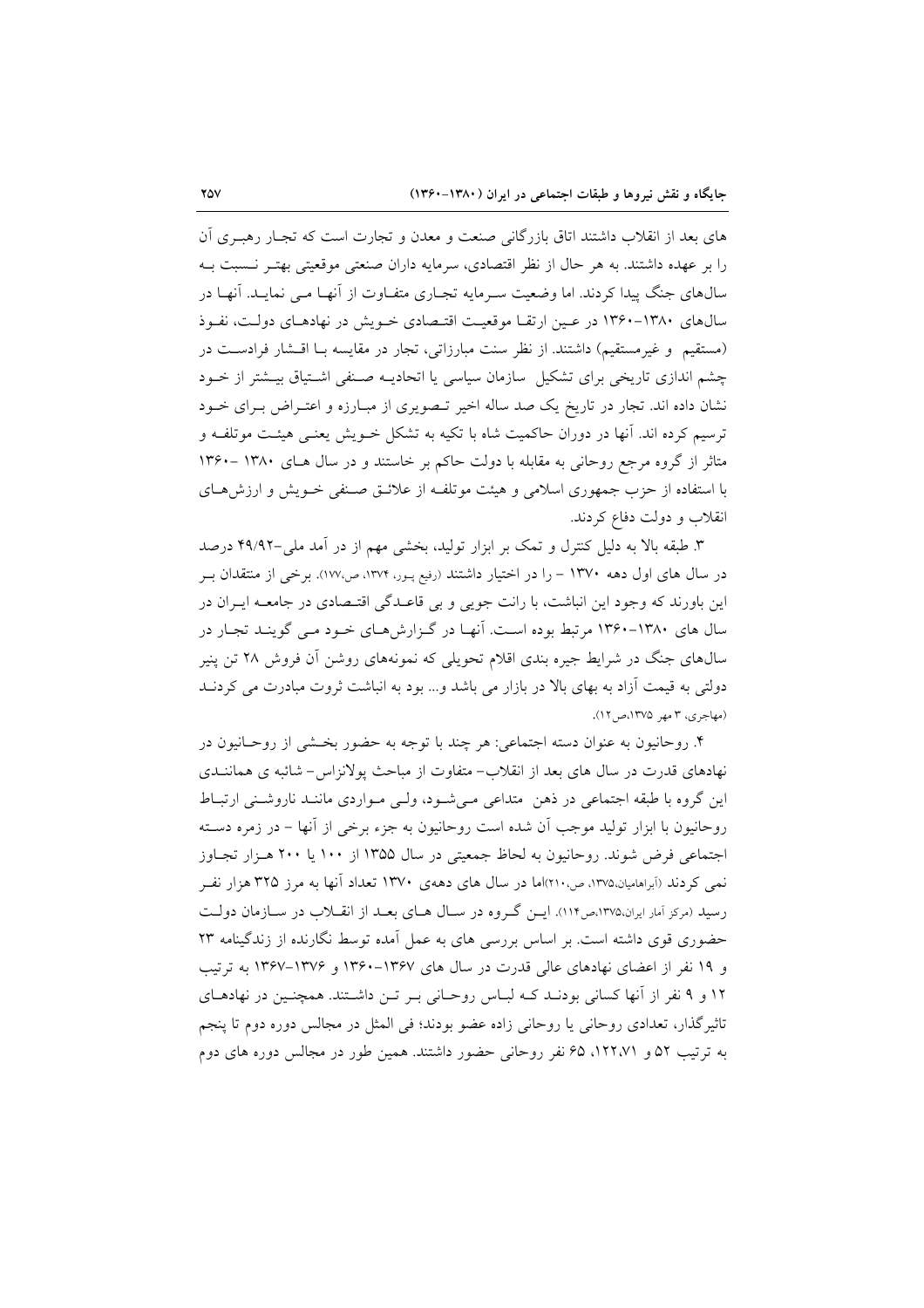های بعد از انقلاب داشتند اتاق بازرگانی صنعت و معدن و تجارت است که تجـار رهبـری آن را بر عهده داشتند. به هر حال از نظر اقتصادی، سرمایه داران صنعتی موقعیتی بهتـر نـسبت بـه سال‌های جنگ پیدا کردند. اما وضعیت سـرمایه تجـاری متفـاوت از آنهـا مـی نمایـد. آنهـا در سال‌های ۱۳۸۰-۱۳۶۰ در عـین ارتقـا موقعیـت اقتـصادی خـویش در نهادهـای دولـت، نفـوذ (مستقیم و غیرمستقیم) داشتند. از نظر سنت مبارزاتی، تجار در مقایسه بـا اقـشار فرادسـت در چشم اندازی تاریخی برای تشکیل سازمان سیاسی یا اتحادیـه صـنفی اشـتیاق بیـشتر از خـود نشان داده اند. تجار در تاریخ یک صد ساله اخیر تـصویری از مبـارزه و اعتـراض بـرای خـود ترسیم کرده اند. آنها در دوران حاکمیت شاه با تکیه به تشکل خـویش یعنـی هیئـت موتلفـه و متاثر از گروه مرجع روحانی به مقابله با دولت حاکم بر خاستند و در سال هـای ۱۳۸۰ -۱۳۶۰ با استفاده از حزب جمهوری اسلامی و هیئت موتلفـه از علائـق صـنفی خـویش و ارزش‌هـای انقلاب و دولت دفاع کردند.

۳. طبقه بالا به دلیل کنترل و تمک بر ابزار تولید، بخشی مهم از در آمد ملی-۴۹/۹۲ درصد در سال های اول دهه ۱۳۷۰ - را در اختیار داشتند (رفیع پـور، ۱۳۷۴، ص،۱۷۷). برخی از منتقدان بـر این باورند که وجود این انباشت، با رانت جویی و بی قاعـدگی اقتـصادی در جامعـه ایـران در سال های ۱۳۸۰-۱۳۶۰ مرتبط بوده اسـت. آنهـا در گـزارش‌هـای خـود مـی گوینـد تجـار در سال‌های جنگ در شرایط جیره بندی اقلام تحویلی که نمونه‌های روشن آن فروش ۲۸ تن پنیر دولتی به قیمت آزاد به بهای بالا در بازار می باشد و... بود به انباشت ثروت مبادرت می کردنـد (مهاجری، ۳ مهر ۱۳۷۵،ص۱۲).

۴. روحانیون به عنوان دسته اجتماعی: هر چند با توجه به حضور بخـشی از روحـانیون در نهادهای قدرت در سال های بعد از انقلاب- متفاوت از مباحث پولانزاس- شائبه ی هماننـدی این گروه با طبقه اجتماعی در ذهن متداعی مـی‌شـود، ولـی مـواردی ماننـد ناروشـنی ارتبـاط روحانیون با ابزار تولید موجب آن شده است روحانیون به جزء برخی از آنها - در زمره دسـته اجتماعی فرض شوند. روحانیون به لحاظ جمعیتی در سال ۱۳۵۵ از ۱۰۰ یا ۲۰۰ هـزار تجـاوز نمی کردند (آبراهامیان،۱۳۷۵، ص،۲۱۰)اما در سال های دهه‌ی ۱۳۷۰ تعداد آنها به مرز ۳۲۵ هزار نفـر رسید (مرکز آمار ایران،۱۳۷۵،ص۱۱۴). ایـن گـروه در سـال هـای بعـد از انقـلاب در سـازمان دولـت حضوری قوی داشته است. بر اساس بررسی های به عمل آمده توسط نگارنده از زندگینامه ۲۳ و ۱۹ نفر از اعضای نهادهای عالی قدرت در سال های ۱۳۶۷-۱۳۶۰ و ۱۳۷۶-۱۳۶۷ به ترتیب ۱۲ و ۹ نفر از آنها کسانی بودنـد کـه لبـاس روحـانی بـر تـن داشـتند. همچنـین در نهادهـای تاثیرگذار، تعدادی روحانی یا روحانی زاده عضو بودند؛ فی المثل در مجالس دوره دوم تا پنجم به ترتیب ۵۲ و ۱۲۲،۷۱، ۶۵ نفر روحانی حضور داشتند. همین طور در مجالس دوره های دوم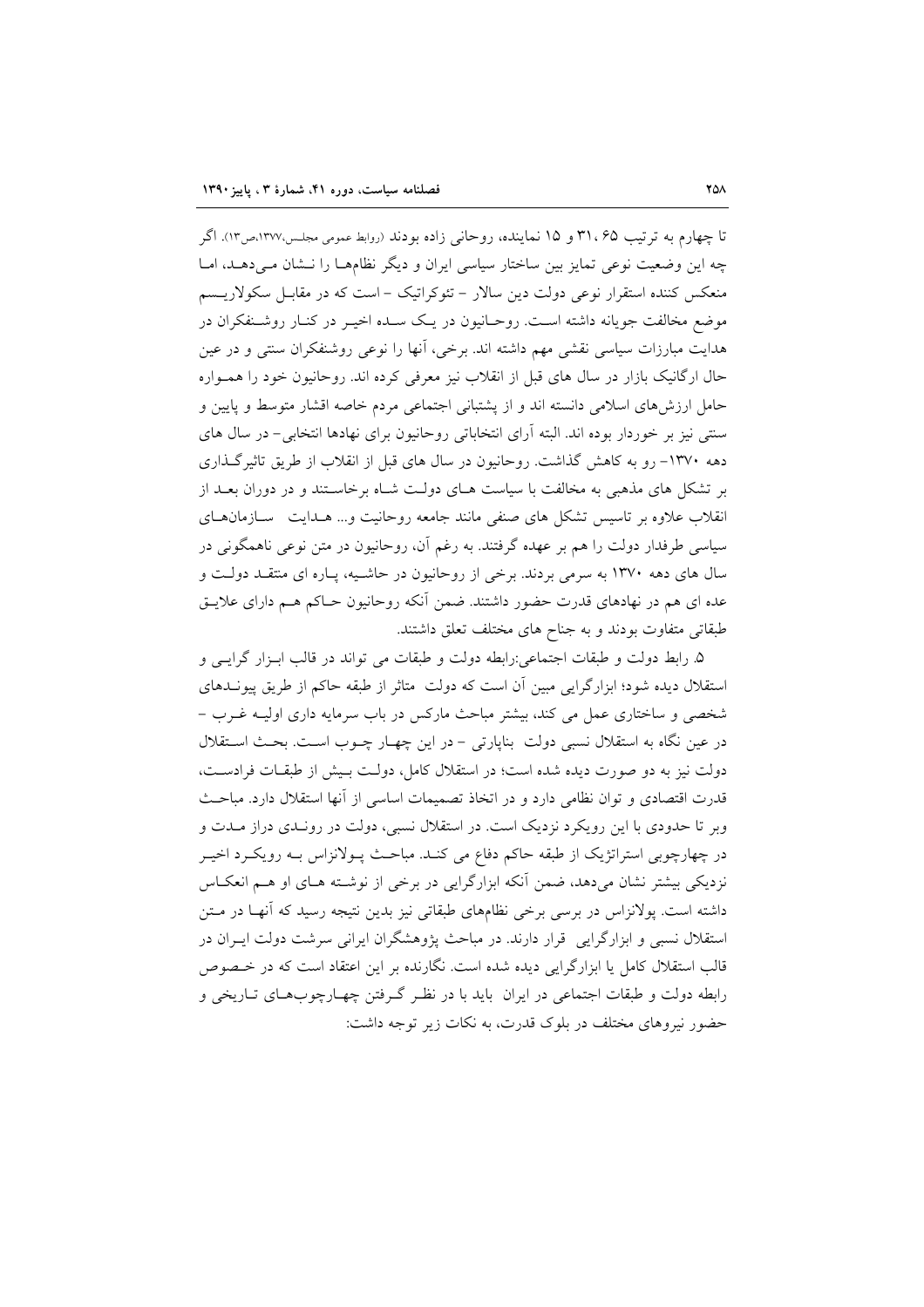تا چهارم به ترتیب ۶۵، ۳۱ و ۱۵ نماینده، روحانی زاده بودند (روابط عمومی مجلس،۱۳۷۷،ص۱۳). اگر چه این وضعیت نوعی تمایز بین ساختار سیاسی ایران و دیگر نظام‌ها را نشان می‌دهد، اما منعکس کننده استقرار نوعی دولت دین سالار – تئوکراتیک – است که در مقابل سکولاریسم موضع مخالفت جویانه داشته است. روحانیون در یک سده اخیر در کنار روشنفکران در هدایت مبارزات سیاسی نقشی مهم داشته اند. برخی، آنها را نوعی روشنفکران سنتی و در عین حال ارگانیک بازار در سال های قبل از انقلاب نیز معرفی کرده اند. روحانیون خود را همواره حامل ارزش‌های اسلامی دانسته اند و از پشتیبانی اجتماعی مردم خاصه اقشار متوسط و پایین و سنتی نیز بر خوردار بوده اند. البته آرای انتخاباتی روحانیون برای نهادها انتخابی– در سال های دهه ۱۳۷۰– رو به کاهش گذاشت. روحانیون در سال های قبل از انقلاب از طریق تاثیرگذاری بر تشکل های مذهبی به مخالفت با سیاست های دولت شاه برخاستند و در دوران بعد از انقلاب علاوه بر تاسیس تشکل های صنفی مانند جامعه روحانیت و... هدایت سازمان‌های سیاسی طرفدار دولت را هم بر عهده گرفتند. به رغم آن، روحانیون در متن نوعی ناهمگونی در سال های دهه ۱۳۷۰ به سرمی بردند. برخی از روحانیون در حاشیه، پاره ای منتقد دولت و عده ای هم در نهادهای قدرت حضور داشتند. ضمن آنکه روحانیون حاکم هم دارای علایق طبقاتی متفاوت بودند و به جناح های مختلف تعلق داشتند.

۵. رابط دولت و طبقات اجتماعی:رابطه دولت و طبقات می تواند در قالب ابزار گرایی و استقلال دیده شود؛ ابزارگرایی مبین آن است که دولت متاثر از طبقه حاکم از طریق پیوندهای شخصی و ساختاری عمل می کند، بیشتر مباحث مارکس در باب سرمایه داری اولیه غرب – در عین نگاه به استقلال نسبی دولت بناپارتی – در این چهار چوب است. بحث استقلال دولت نیز به دو صورت دیده شده است؛ در استقلال کامل، دولت بیش از طبقات فرادست، قدرت اقتصادی و توان نظامی دارد و در اتخاذ تصمیمات اساسی از آنها استقلال دارد. مباحث وبر تا حدودی با این رویکرد نزدیک است. در استقلال نسبی، دولت در روندی دراز مدت و در چهارچوبی استراتژیک از طبقه حاکم دفاع می کند. مباحث پولانزاس به رویکرد اخیر نزدیکی بیشتر نشان می‌دهد، ضمن آنکه ابزارگرایی در برخی از نوشته های او هم انعکاس داشته است. پولانزاس در برسی برخی نظام‌های طبقاتی نیز بدین نتیجه رسید که آنها در متن استقلال نسبی و ابزارگرایی قرار دارند. در مباحث پژوهشگران ایرانی سرشت دولت ایران در قالب استقلال کامل یا ابزارگرایی دیده شده است. نگارنده بر این اعتقاد است که در خصوص رابطه دولت و طبقات اجتماعی در ایران باید با در نظر گرفتن چهارچوب‌های تاریخی و حضور نیروهای مختلف در بلوک قدرت، به نکات زیر توجه داشت: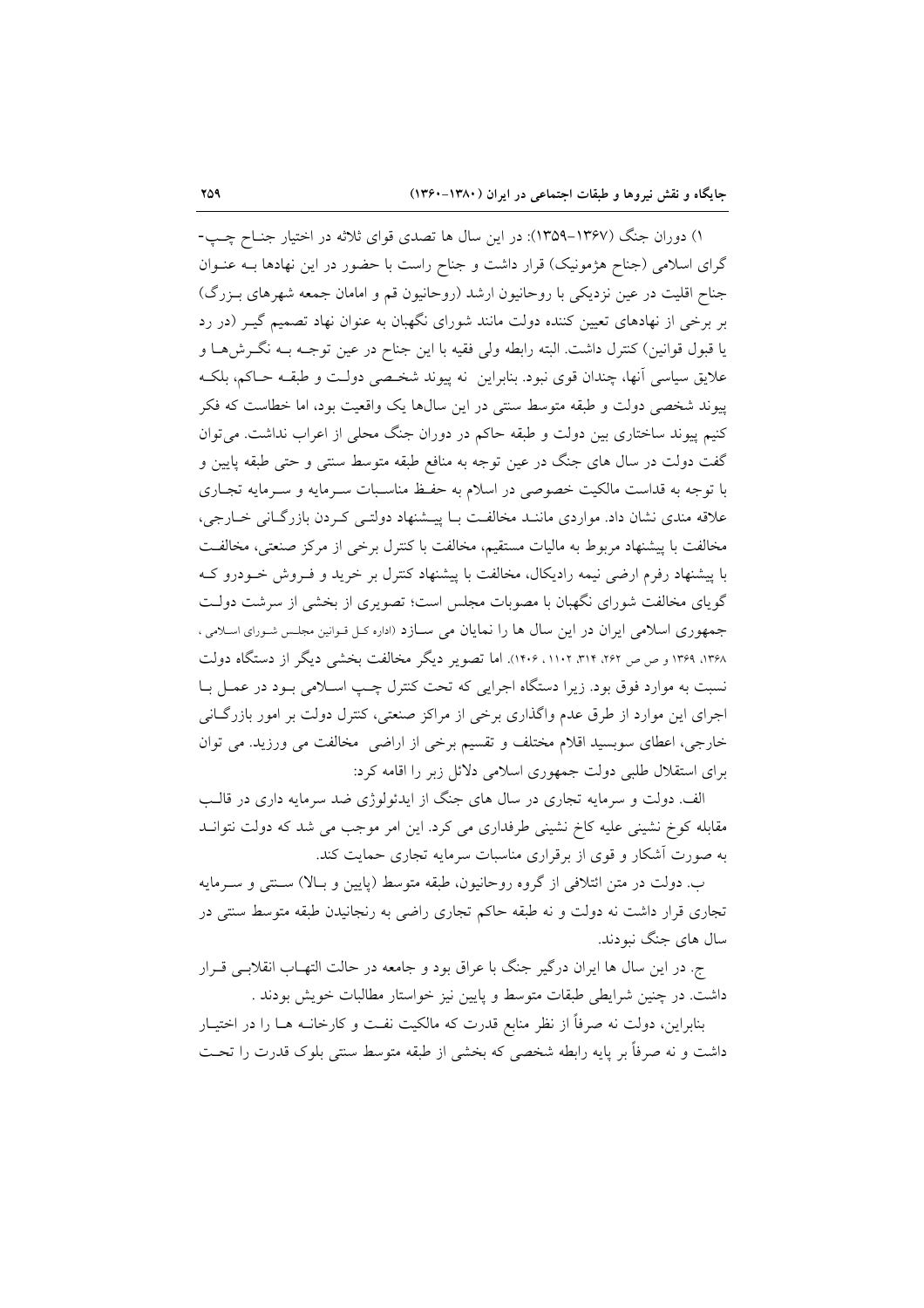۱) دوران جنگ (۱۳۶۷-۱۳۵۹): در این سال ها تصدی قوای ثلاثه در اختیار جناح چپ-گرای اسلامی (جناح هژمونیک) قرار داشت و جناح راست با حضور در این نهادها بـه عنـوان جناح اقلیت در عین نزدیکی با روحانیون ارشد (روحانیون قم و امامان جمعه شهرهای بـزرگ) بر برخی از نهادهای تعیین کننده دولت مانند شورای نگهبان به عنوان نهاد تصمیم گیـر (در رد یا قبول قوانین) کنترل داشت. البته رابطه ولی فقیه با این جناح در عین توجـه بـه نگـرش‌هـا و علایق سیاسی آنها، چندان قوی نبود. بنابراین نه پیوند شخـصی دولـت و طبقـه حـاکم، بلکـه پیوند شخصی دولت و طبقه متوسط سنتی در این سال‌ها یک واقعیت بود، اما خطاست که فکر کنیم پیوند ساختاری بین دولت و طبقه حاکم در دوران جنگ محلی از اعراب نداشت. می‌توان گفت دولت در سال های جنگ در عین توجه به منافع طبقه متوسط سنتی و حتی طبقه پایین و با توجه به قداست مالکیت خصوصی در اسلام به حفـظ مناسـبات سـرمایه و سـرمایه تجـاری علاقه مندی نشان داد. مواردی ماننـد مخالفـت بـا پیـشنهاد دولتـی کـردن بازرگـانی خـارجی، مخالفت با پیشنهاد مربوط به مالیات مستقیم، مخالفت با کنترل برخی از مرکز صنعتی، مخالفـت با پیشنهاد رفرم ارضی نیمه رادیکال، مخالفت با پیشنهاد کنترل بر خرید و فـروش خـودرو کـه گویای مخالفت شورای نگهبان با مصوبات مجلس است؛ تصویری از بخشی از سرشت دولـت جمهوری اسلامی ایران در این سال ها را نمایان می سـازد (اداره کـل قـوانین مجلـس شـورای اسـلامی ، ۱۳۶۸، ۱۳۶۹ و ص ص ۲۶۲، ۳۱۴، ۱۱۰۲ ، ۱۴۰۶). اما تصویر دیگر مخالفت بخشی دیگر از دستگاه دولت نسبت به موارد فوق بود. زیرا دستگاه اجرایی که تحت کنترل چـپ اسـلامی بـود در عمـل بـا اجرای این موارد از طرق عدم واگذاری برخی از مراکز صنعتی، کنترل دولت بر امور بازرگـانی خارجی، اعطای سوبسید اقلام مختلف و تقسیم برخی از اراضی مخالفت می ورزید. می توان برای استقلال طلبی دولت جمهوری اسلامی دلائل زیر را اقامه کرد:

الف. دولت و سرمایه تجاری در سال های جنگ از ایدئولوژی ضد سرمایه داری در قالـب مقابله کوخ نشینی علیه کاخ نشینی طرفداری می کرد. این امر موجب می شد که دولت نتوانـد به صورت آشکار و قوی از برقراری مناسبات سرمایه تجاری حمایت کند.

ب. دولت در متن ائتلافی از گروه روحانیون، طبقه متوسط (پایین و بـالا) سـنتی و سـرمایه تجاری قرار داشت نه دولت و نه طبقه حاکم تجاری راضی به رنجانیدن طبقه متوسط سنتی در سال های جنگ نبودند.

ج. در این سال ها ایران درگیر جنگ با عراق بود و جامعه در حالت التهـاب انقلابـی قـرار داشت. در چنین شرایطی طبقات متوسط و پایین نیز خواستار مطالبات خویش بودند .

بنابراین، دولت نه صرفاً از نظر منابع قدرت که مالکیت نفـت و کارخانـه هـا را در اختیـار داشت و نه صرفاً بر پایه رابطه شخصی که بخشی از طبقه متوسط سنتی بلوک قدرت را تحـت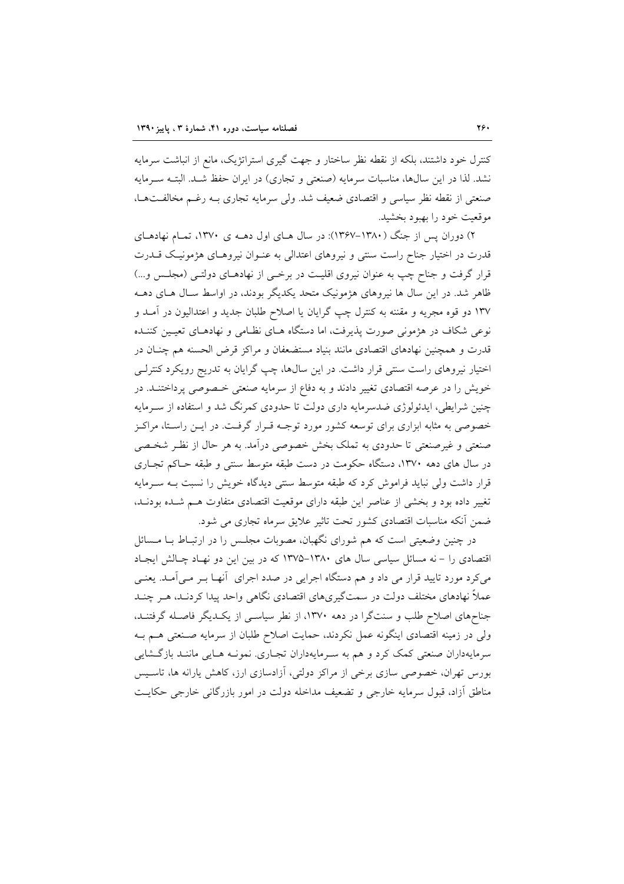کنترل خود داشتند، بلکه از نقطه نظر ساختار و جهت گیری استراتژیک، مانع از انباشت سرمایه نشد. لذا در این سال‌ها، مناسبات سرمایه (صنعتی و تجاری) در ایران حفظ شد. البته سرمایه صنعتی از نقطه نظر سیاسی و اقتصادی ضعیف شد. ولی سرمایه تجاری به رغم مخالفت‌ها، موقعیت خود را بهبود بخشید.

۲) دوران پس از جنگ (۱۳۸۰-۱۳۶۷): در سال های اول دهه ی ۱۳۷۰، تمام نهادهای قدرت در اختیار جناح راست سنتی و نیروهای اعتدالی به عنوان نیروهای هژمونیک قدرت قرار گرفت و جناح چپ به عنوان نیروی اقلیت در برخی از نهادهای دولتی (مجلس و...) ظاهر شد. در این سال ها نیروهای هژمونیک متحد یکدیگر بودند، در اواسط سال های دهه ۱۳۷ دو قوه مجریه و مقننه به کنترل چپ گرایان یا اصلاح طلبان جدید و اعتدالیون در آمد و نوعی شکاف در هژمونی صورت پذیرفت، اما دستگاه های نظامی و نهادهای تعیین کننده قدرت و همچنین نهادهای اقتصادی مانند بنیاد مستضعفان و مراکز قرض الحسنه هم چنان در اختیار نیروهای راست سنتی قرار داشت. در این سال‌ها، چپ گرایان به تدریج رویکرد کنترلی خویش را در عرصه اقتصادی تغییر دادند و به دفاع از سرمایه صنعتی خصوصی پرداختند. در چنین شرایطی، ایدئولوژی ضدسرمایه داری دولت تا حدودی کمرنگ شد و استفاده از سرمایه خصوصی به مثابه ابزاری برای توسعه کشور مورد توجه قرار گرفت. در این راستا، مراکز صنعتی و غیرصنعتی تا حدودی به تملک بخش خصوصی درآمد. به هر حال از نظر شخصی در سال های دهه ۱۳۷۰، دستگاه حکومت در دست طبقه متوسط سنتی و طبقه حاکم تجاری قرار داشت ولی نباید فراموش کرد که طبقه متوسط سنتی دیدگاه خویش را نسبت به سرمایه تغییر داده بود و بخشی از عناصر این طبقه دارای موقعیت اقتصادی متفاوت هم شده بودند، ضمن آنکه مناسبات اقتصادی کشور تحت تاثیر علایق سرماه تجاری می شود.

در چنین وضعیتی است که هم شورای نگهبان، مصوبات مجلس را در ارتباط با مسائل اقتصادی را – نه مسائل سیاسی سال های ۱۳۸۰-۱۳۷۵ که در بین این دو نهاد چالش ایجاد می‌کرد مورد تایید قرار می داد و هم دستگاه اجرایی در صدد اجرای آنها بر می‌آمد. یعنی عملاً نهادهای مختلف دولت در سمت‌گیری‌های اقتصادی نگاهی واحد پیدا کردند، هر چند جناح‌های اصلاح طلب و سنت‌گرا در دهه ۱۳۷۰، از نظر سیاسی از یکدیگر فاصله گرفتند، ولی در زمینه اقتصادی اینگونه عمل نکردند، حمایت اصلاح طلبان از سرمایه صنعتی هم به سرمایه‌داران صنعتی کمک کرد و هم به سرمایه‌داران تجاری. نمونه هایی مانند بازگشایی بورس تهران، خصوصی سازی برخی از مراکز دولتی، آزادسازی ارز، کاهش یارانه ها، تاسیس مناطق آزاد، قبول سرمایه خارجی و تضعیف مداخله دولت در امور بازرگانی خارجی حکایت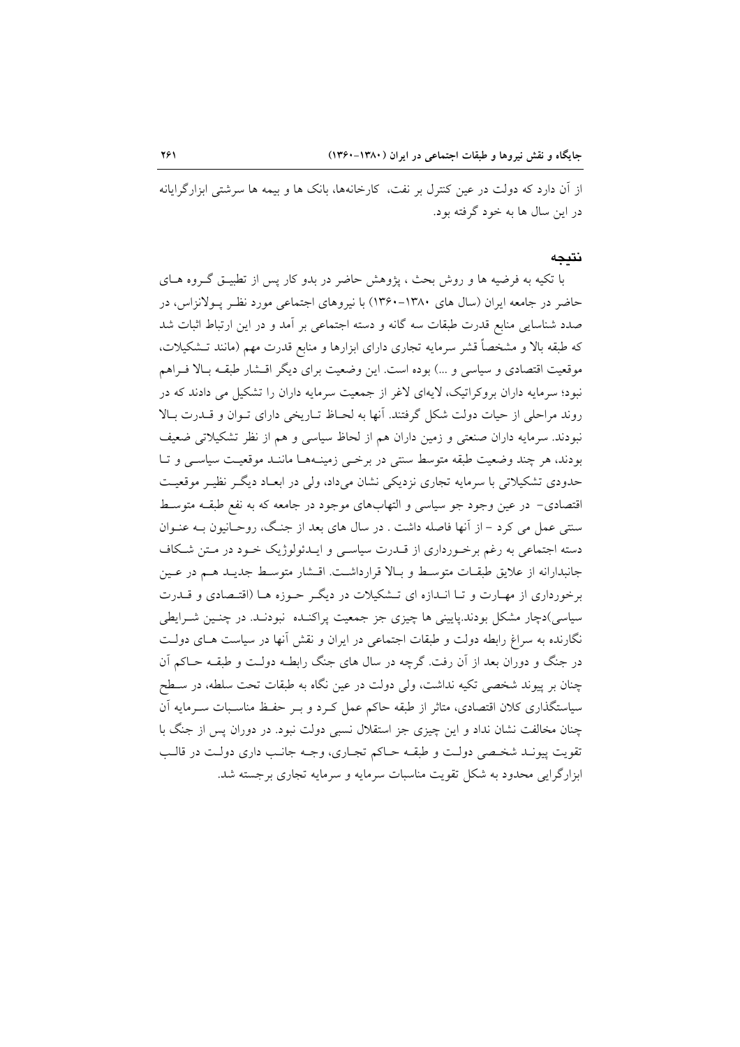از آن دارد که دولت در عین کنترل بر نفت، کارخانه‌ها، بانک ها و بیمه ها سرشتی ابزارگرایانه در این سال ها به خود گرفته بود.

## نتیجه

با تکیه به فرضیه ها و روش بحث ، پژوهش حاضر در بدو کار پس از تطبیق گروه های حاضر در جامعه ایران (سال های ۱۳۸۰-۱۳۶۰) با نیروهای اجتماعی مورد نظر پولانزاس، در صدد شناسایی منابع قدرت طبقات سه گانه و دسته اجتماعی بر آمد و در این ارتباط اثبات شد که طبقه بالا و مشخصاً قشر سرمایه تجاری دارای ابزارها و منابع قدرت مهم (مانند تشکیلات، موقعیت اقتصادی و سیاسی و ...) بوده است. این وضعیت برای دیگر اقشار طبقه بالا فراهم نبود؛ سرمایه داران بروکراتیک، لایه‌ای لاغر از جمعیت سرمایه داران را تشکیل می دادند که در روند مراحلی از حیات دولت شکل گرفتند. آنها به لحاظ تاریخی دارای توان و قدرت بالا نبودند. سرمایه داران صنعتی و زمین داران هم از لحاظ سیاسی و هم از نظر تشکیلاتی ضعیف بودند، هر چند وضعیت طبقه متوسط سنتی در برخی زمینه‌ها مانند موقعیت سیاسی و تا حدودی تشکیلاتی با سرمایه تجاری نزدیکی نشان می‌داد، ولی در ابعاد دیگر نظیر موقعیت اقتصادی- در عین وجود جو سیاسی و التهاب‌های موجود در جامعه که به نفع طبقه متوسط سنتی عمل می کرد - از آنها فاصله داشت . در سال های بعد از جنگ، روحانیون به عنوان دسته اجتماعی به رغم برخورداری از قدرت سیاسی و ایدئولوژیک خود در متن شکاف جانبدارانه از علایق طبقات متوسط و بالا قرارداشت. اقشار متوسط جدید هم در عین برخورداری از مهارت و تا اندازه ای تشکیلات در دیگر حوزه ها (اقتصادی و قدرت سیاسی)دچار مشکل بودند.پایینی ها چیزی جز جمعیت پراکنده نبودند. در چنین شرایطی نگارنده به سراغ رابطه دولت و طبقات اجتماعی در ایران و نقش آنها در سیاست های دولت در جنگ و دوران بعد از آن رفت. گرچه در سال های جنگ رابطه دولت و طبقه حاکم آن چنان بر پیوند شخصی تکیه نداشت، ولی دولت در عین نگاه به طبقات تحت سلطه، در سطح سیاستگذاری کلان اقتصادی، متاثر از طبقه حاکم عمل کرد و بر حفظ مناسبات سرمایه آن چنان مخالفت نشان نداد و این چیزی جز استقلال نسبی دولت نبود. در دوران پس از جنگ با تقویت پیوند شخصی دولت و طبقه حاکم تجاری، وجه جانب داری دولت در قالب ابزارگرایی محدود به شکل تقویت مناسبات سرمایه و سرمایه تجاری برجسته شد.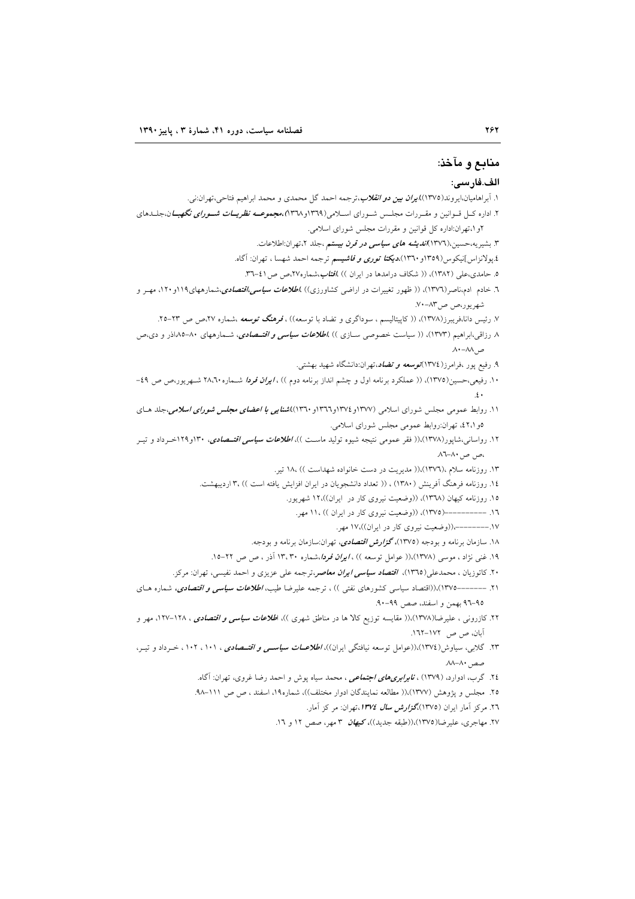## منابع و مآخذ:

### الف.فارسی:

۱. آبراهامیان،ایروند(۱۳۷۵)،***ایران بین دو انقلاب***،ترجمه احمد گل محمدی و محمد ابراهیم فتاحی،تهران:نی.

۲. اداره کل قوانین و مقررات مجلس شورای اسلامی(۱۳٦۹و۱۳٦۸)،***مجموعه نظریات شورای نگهبان***،جلدهای ۲و۱،تهران:اداره کل قوانین و مقررات مجلس شورای اسلامی.

۳. بشیریه،حسین،(۱۳۷٦)***اندیشه های سیاسی در قرن بیستم*** ،جلد ۲،تهران:اطلاعات.

٤.پولانزاس]نیکوس(۱۳۵۹و۱۳٦۰)،***دیکتا توری و فاشیسم*** ترجمه احمد شهسا ، تهران: آگاه.

۵. حامدی،علی (۱۳۸۲)، (( شکاف درامدها در ایران )) ،***افتاب***،شماره۲۷،ص ص ٤۱-۳٦.

٦. خادم ادم،ناصر(۱۳۷٦)، (( ظهور تغییرات در اراضی کشاورزی)) ،***اطلاعات سیاسی،اقتصادی***،شمارههای۱۱۹و۱۲۰، مهر و شهریور،ص ص۸۳-۷۰.

۷. رئیس دانا،فریبرز(۱۳۷۸)، (( کاپیتالیسم ، سوداگری و تضاد با توسعه)) ، ***فرهنگ توسعه*** ،شماره ۲۷،ص ص ۲۳-۲۵.

۸ رزاقی،ابراهیم (۱۳۷۳)، (( سیاست خصوصی سازی )) ،***اطلاعات سیاسی و اقتصادی***، شمارههای ۸۰-۸۵اذر و دی،ص ص۸۸-۸۰.

۹. رفیع پور ،فرامرز(۱۳۷٤)***توسعه و تضاد***،تهران:دانشگاه شهید بهشتی.

۱۰. رفیعی،حسین(۱۳۷۵)، (( عملکرد برنامه اول و چشم انداز برنامه دوم )) ، ***ایران فردا*** شماره ۲۸،٦۰ شهریور،ص ص ٤۹-٤۰.

۱۱. روابط عمومی مجلس شورای اسلامی (۱۳۷۷و۱۳۷٤و۱۳٦٦و ۱۳٦۰)،***آشنایی با اعضای مجلس شورای اسلامی***،جلد های ۵و٤،۲،۱، تهران:روابط عمومی مجلس شورای اسلامی.

۱۲. رواسانی،شاپور(۱۳۷۸)،(( فقر عمومی نتیجه شیوه تولید ماست ))، ***اطلاعات سیاسی اقتصادی***، ۱۳۰و۱۲۹خرداد و تیر ،ص ص۸۰-۸٦

۱۳. روزنامه سلام ،(۱۳۷٦)،(( مدیریت در دست خانواده شهداست )) ،۱۸ تیر.

۱٤. روزنامه فرهنگ آفرینش (۱۳۸۰) ، (( تعداد دانشجویان در ایران افزایش یافته است )) ،۳ اردیبهشت.

۱۵. روزنامه کیهان (۱۳٦۸)، ((وضعیت نیروی کار در ایران))،۱۲ شهریور.

۱٦. ---------(۱۳۷۵)، ((وضعیت نیروی کار در ایران )) ،۱۱ مهر.

۱۷.--------،((وضعیت نیروی کار در ایران))،۱۷ مهر.

۱۸. سازمان برنامه و بودجه (۱۳۷۵)، ***گزارش اقتصادی***، تهران:سازمان برنامه و بودجه.

۱۹. غنی نژاد ، موسی (۱۳۷۸)،(( عوامل توسعه )) ، ***ایران فردا***،شماره ۳۰ ،۱۳ آذر ، ص ص ۲۲-۱۵.

۲۰. کاتوزیان ، محمدعلی(۱۳٦۵)، ***اقتصاد سیاسی ایران معاصر***،ترجمه علی عزیزی و احمد نفیسی، تهران: مرکز.

۲۱. ------۱۳۷۵)،((اقتصاد سیاسی کشورهای نفتی )) ، ترجمه علیرضا طیب، ***اطلاعات سیاسی و اقتصادی***، شماره های ۹۵-۹٦ بهمن و اسفند، صص ۹۹-۹۰.

۲۲. کازرونی ، علیرضا(۱۳۷۸)،(( مقایسه توزیع کالا ها در مناطق شهری ))، ***اطلاعات سیاسی و اقتصادی*** ، ۱۲۸-۱۲۷، مهر و آبان، ص ص ۱۷۲-۱٦۲.

۲۳. گلابی، سیاوش(۱۳۷٤)،((عوامل توسعه نیافتگی ایران))، ***اطلاعات سیاسی و اقتصادی*** ، ۱۰۱ ، ۱۰۲ ، خرداد و تیر، صص ۸۰-۸۸.

۲٤. گرب، ادوارد، (۱۳۷۹) ، ***نابرابری‌های اجتماعی*** ، محمد سیاه پوش و احمد رضا غروی، تهران: آگاه.

۲۵. مجلس و پژوهش (۱۳۷۷)،(( مطالعه نمایندگان ادوار مختلف))، شماره۱۹، اسفند ، ص ص ۱۱۱-۹۸.

۲٦. مرکز آمار ایران (۱۳۷۵)،***گزارش سال ۱۳۷٤***،تهران: مر کز آمار.

۲۷. مهاجری، علیرضا(۱۳۷۵)،((طبقه جدید))، ***کیهان*** ۳ مهر، صص ۱۲ و ۱٦.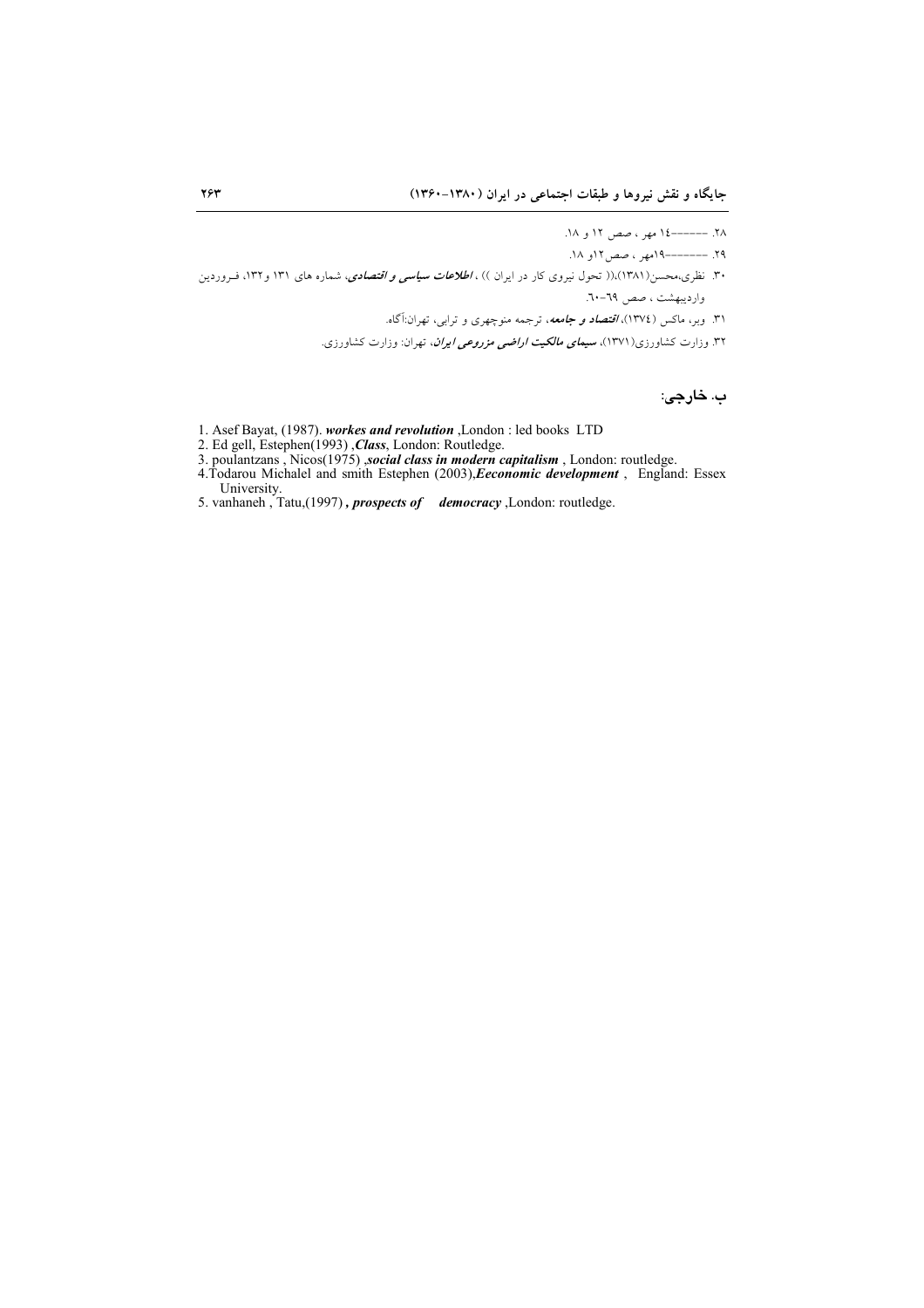۲۸. ------۱٤ مهر ، صص ۱۲ و ۱۸.

۲۹. -------۱۹مهر ، صص۱۲و ۱۸.

۳۰. نظری،محسن(۱۳۸۱)،(( تحول نیروی کار در ایران )) ، ***اطلاعات سیاسی و اقتصادی***، شماره های ۱۳۱ و۱۳۲، فـروردین واردیبهشت ، صص ٦۹-٦۰.

۳۱. وبر، ماکس (۱۳۷٤)، ***اقتصاد و جامعه***، ترجمه منوچهری و ترابی، تهران:آگاه.

۳۲. وزارت کشاورزی(۱۳۷۱)، ***سیمای مالکیت اراضی مزروعی ایران***، تهران: وزارت کشاورزی.

## ب. خارجی:

1. Asef Bayat, (1987). ***workes and revolution*** ,London : led books LTD
2. Ed gell, Estephen(1993) ,***Class***, London: Routledge.
3. poulantzans , Nicos(1975) ,***social class in modern capitalism*** , London: routledge.
4. Todarou Michalel and smith Estephen (2003),***Eeconomic development*** , England: Essex University.
5. vanhaneh , Tatu,(1997) ***, prospects of democracy*** ,London: routledge.